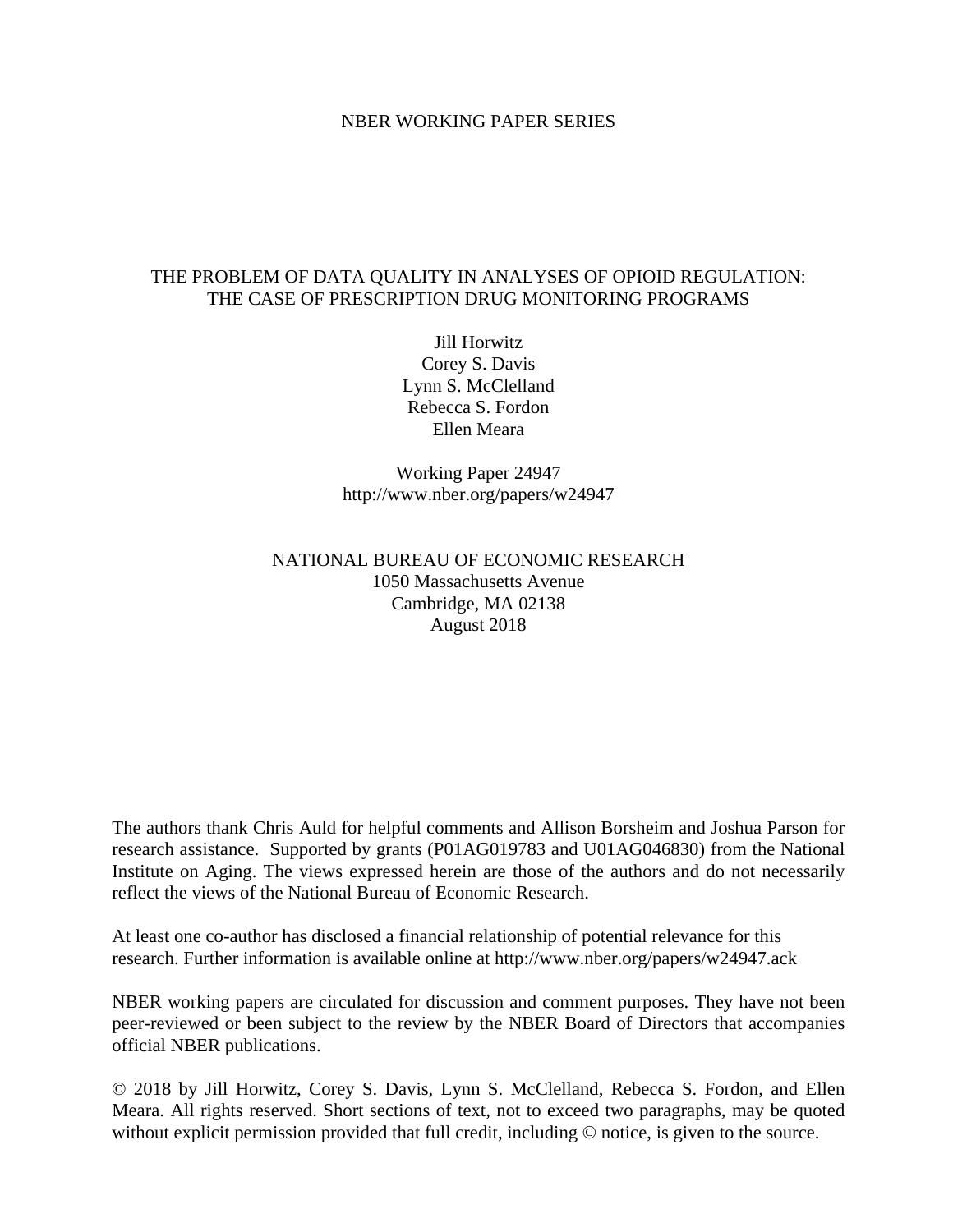NBER WORKING PAPER SERIES

# THE PROBLEM OF DATA QUALITY IN ANALYSES OF OPIOID REGULATION: THE CASE OF PRESCRIPTION DRUG MONITORING PROGRAMS

Jill Horwitz
Corey S. Davis
Lynn S. McClelland
Rebecca S. Fordon
Ellen Meara

Working Paper 24947
http://www.nber.org/papers/w24947

NATIONAL BUREAU OF ECONOMIC RESEARCH
1050 Massachusetts Avenue
Cambridge, MA 02138
August 2018

The authors thank Chris Auld for helpful comments and Allison Borsheim and Joshua Parson for research assistance. Supported by grants (P01AG019783 and U01AG046830) from the National Institute on Aging. The views expressed herein are those of the authors and do not necessarily reflect the views of the National Bureau of Economic Research.

At least one co-author has disclosed a financial relationship of potential relevance for this research. Further information is available online at http://www.nber.org/papers/w24947.ack

NBER working papers are circulated for discussion and comment purposes. They have not been peer-reviewed or been subject to the review by the NBER Board of Directors that accompanies official NBER publications.

© 2018 by Jill Horwitz, Corey S. Davis, Lynn S. McClelland, Rebecca S. Fordon, and Ellen Meara. All rights reserved. Short sections of text, not to exceed two paragraphs, may be quoted without explicit permission provided that full credit, including © notice, is given to the source.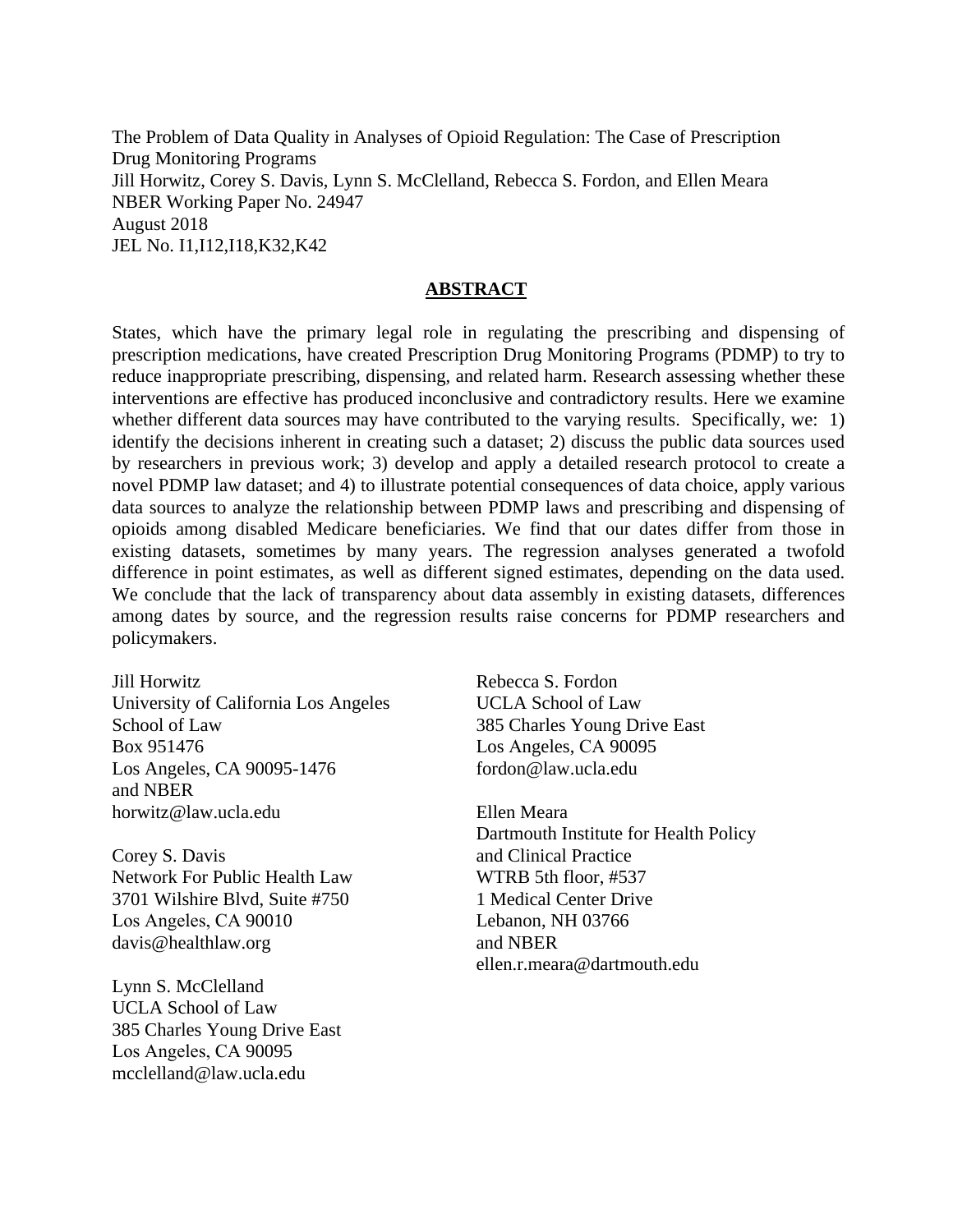The Problem of Data Quality in Analyses of Opioid Regulation: The Case of Prescription Drug Monitoring Programs
Jill Horwitz, Corey S. Davis, Lynn S. McClelland, Rebecca S. Fordon, and Ellen Meara
NBER Working Paper No. 24947
August 2018
JEL No. I1,I12,I18,K32,K42

## ABSTRACT

States, which have the primary legal role in regulating the prescribing and dispensing of prescription medications, have created Prescription Drug Monitoring Programs (PDMP) to try to reduce inappropriate prescribing, dispensing, and related harm. Research assessing whether these interventions are effective has produced inconclusive and contradictory results. Here we examine whether different data sources may have contributed to the varying results. Specifically, we: 1) identify the decisions inherent in creating such a dataset; 2) discuss the public data sources used by researchers in previous work; 3) develop and apply a detailed research protocol to create a novel PDMP law dataset; and 4) to illustrate potential consequences of data choice, apply various data sources to analyze the relationship between PDMP laws and prescribing and dispensing of opioids among disabled Medicare beneficiaries. We find that our dates differ from those in existing datasets, sometimes by many years. The regression analyses generated a twofold difference in point estimates, as well as different signed estimates, depending on the data used. We conclude that the lack of transparency about data assembly in existing datasets, differences among dates by source, and the regression results raise concerns for PDMP researchers and policymakers.

Jill Horwitz
University of California Los Angeles
School of Law
Box 951476
Los Angeles, CA 90095-1476
and NBER
horwitz@law.ucla.edu

Corey S. Davis
Network For Public Health Law
3701 Wilshire Blvd, Suite #750
Los Angeles, CA 90010
davis@healthlaw.org

Lynn S. McClelland
UCLA School of Law
385 Charles Young Drive East
Los Angeles, CA 90095
mcclelland@law.ucla.edu

Rebecca S. Fordon
UCLA School of Law
385 Charles Young Drive East
Los Angeles, CA 90095
fordon@law.ucla.edu

Ellen Meara
Dartmouth Institute for Health Policy
and Clinical Practice
WTRB 5th floor, #537
1 Medical Center Drive
Lebanon, NH 03766
and NBER
ellen.r.meara@dartmouth.edu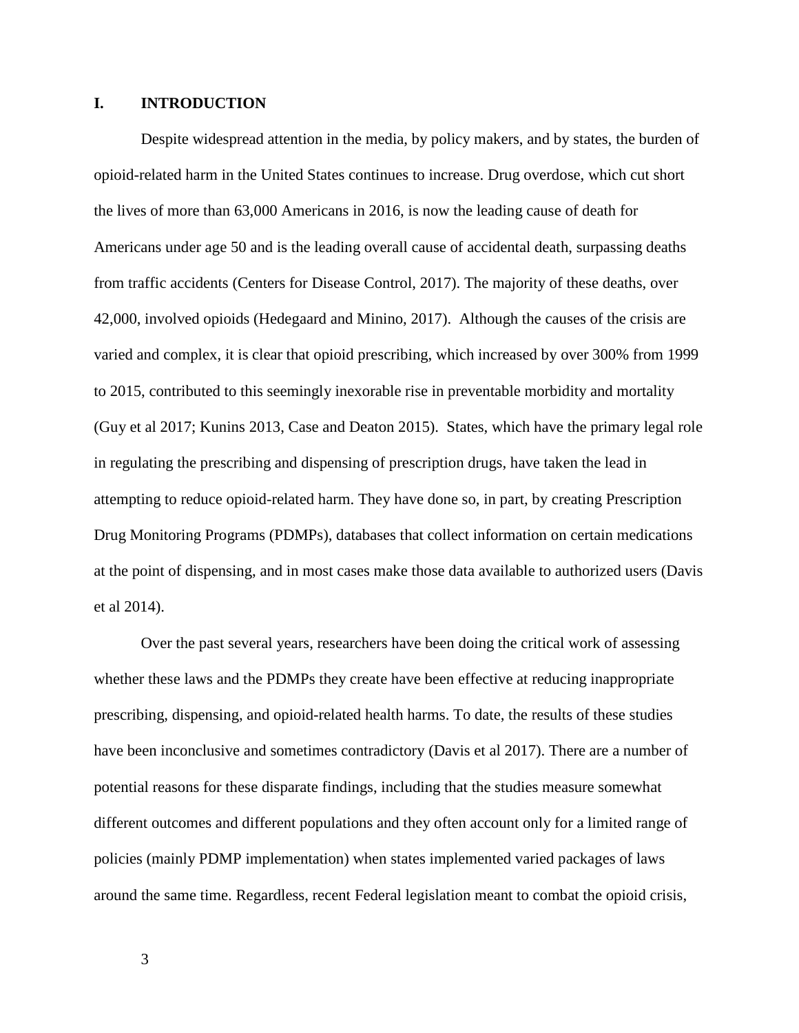## I. INTRODUCTION

Despite widespread attention in the media, by policy makers, and by states, the burden of opioid-related harm in the United States continues to increase. Drug overdose, which cut short the lives of more than 63,000 Americans in 2016, is now the leading cause of death for Americans under age 50 and is the leading overall cause of accidental death, surpassing deaths from traffic accidents (Centers for Disease Control, 2017). The majority of these deaths, over 42,000, involved opioids (Hedegaard and Minino, 2017). Although the causes of the crisis are varied and complex, it is clear that opioid prescribing, which increased by over 300% from 1999 to 2015, contributed to this seemingly inexorable rise in preventable morbidity and mortality (Guy et al 2017; Kunins 2013, Case and Deaton 2015). States, which have the primary legal role in regulating the prescribing and dispensing of prescription drugs, have taken the lead in attempting to reduce opioid-related harm. They have done so, in part, by creating Prescription Drug Monitoring Programs (PDMPs), databases that collect information on certain medications at the point of dispensing, and in most cases make those data available to authorized users (Davis et al 2014).

Over the past several years, researchers have been doing the critical work of assessing whether these laws and the PDMPs they create have been effective at reducing inappropriate prescribing, dispensing, and opioid-related health harms. To date, the results of these studies have been inconclusive and sometimes contradictory (Davis et al 2017). There are a number of potential reasons for these disparate findings, including that the studies measure somewhat different outcomes and different populations and they often account only for a limited range of policies (mainly PDMP implementation) when states implemented varied packages of laws around the same time. Regardless, recent Federal legislation meant to combat the opioid crisis,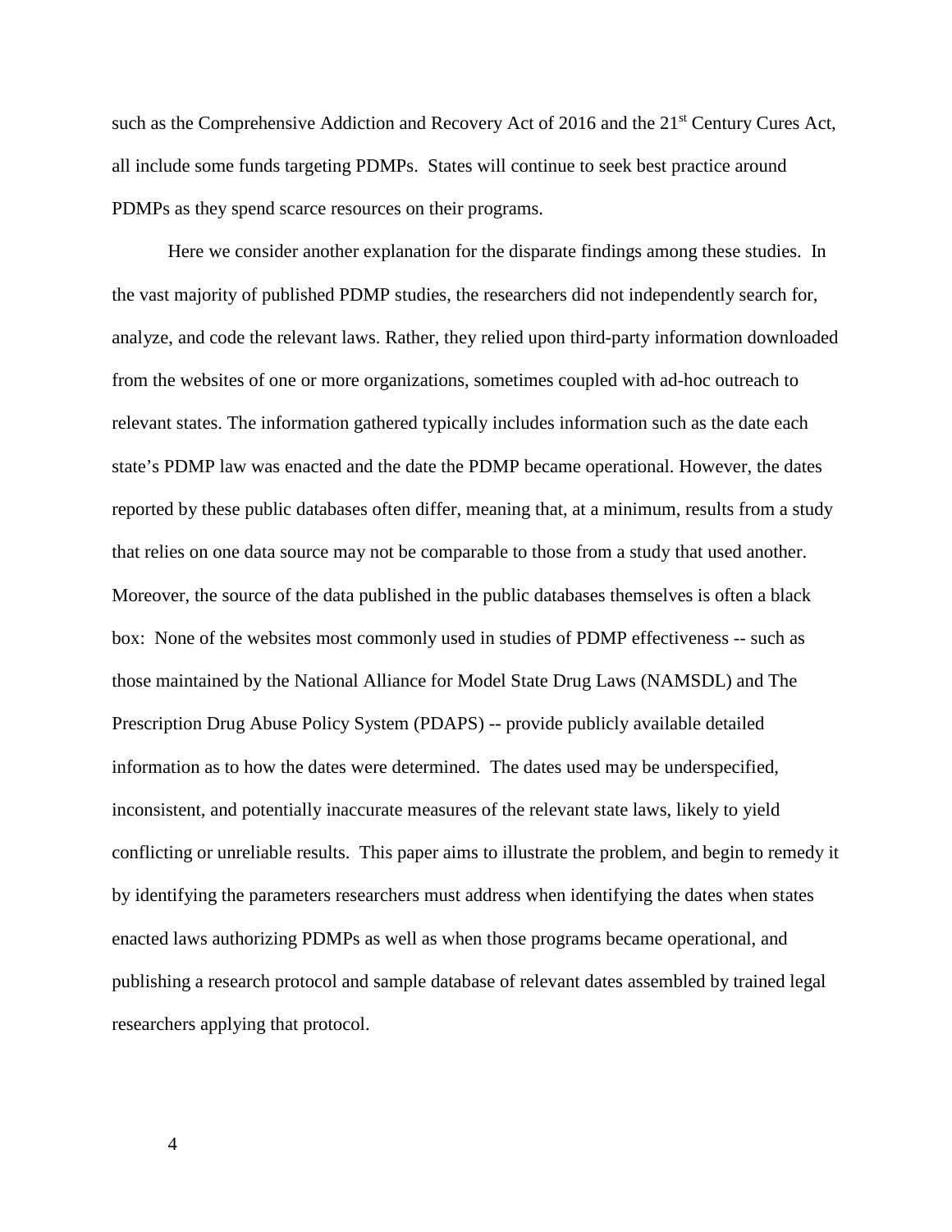such as the Comprehensive Addiction and Recovery Act of 2016 and the 21st Century Cures Act, all include some funds targeting PDMPs. States will continue to seek best practice around PDMPs as they spend scarce resources on their programs.

Here we consider another explanation for the disparate findings among these studies. In the vast majority of published PDMP studies, the researchers did not independently search for, analyze, and code the relevant laws. Rather, they relied upon third-party information downloaded from the websites of one or more organizations, sometimes coupled with ad-hoc outreach to relevant states. The information gathered typically includes information such as the date each state's PDMP law was enacted and the date the PDMP became operational. However, the dates reported by these public databases often differ, meaning that, at a minimum, results from a study that relies on one data source may not be comparable to those from a study that used another. Moreover, the source of the data published in the public databases themselves is often a black box: None of the websites most commonly used in studies of PDMP effectiveness -- such as those maintained by the National Alliance for Model State Drug Laws (NAMSDL) and The Prescription Drug Abuse Policy System (PDAPS) -- provide publicly available detailed information as to how the dates were determined. The dates used may be underspecified, inconsistent, and potentially inaccurate measures of the relevant state laws, likely to yield conflicting or unreliable results. This paper aims to illustrate the problem, and begin to remedy it by identifying the parameters researchers must address when identifying the dates when states enacted laws authorizing PDMPs as well as when those programs became operational, and publishing a research protocol and sample database of relevant dates assembled by trained legal researchers applying that protocol.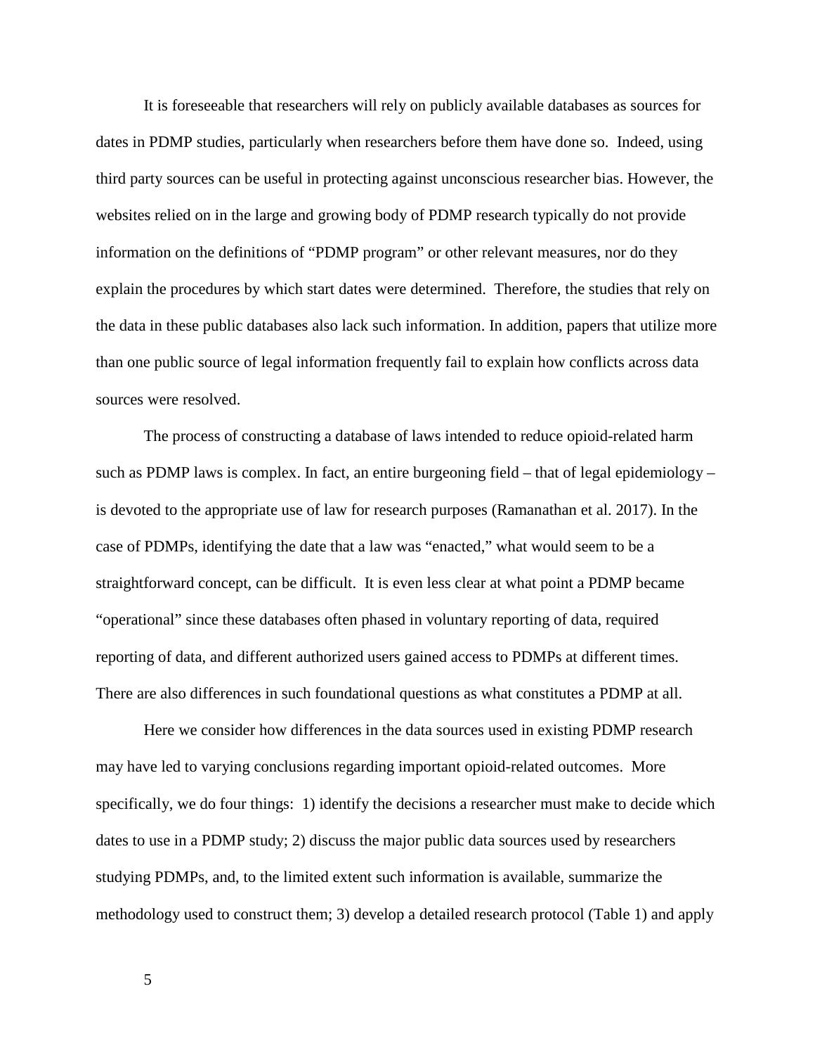It is foreseeable that researchers will rely on publicly available databases as sources for dates in PDMP studies, particularly when researchers before them have done so. Indeed, using third party sources can be useful in protecting against unconscious researcher bias. However, the websites relied on in the large and growing body of PDMP research typically do not provide information on the definitions of "PDMP program" or other relevant measures, nor do they explain the procedures by which start dates were determined. Therefore, the studies that rely on the data in these public databases also lack such information. In addition, papers that utilize more than one public source of legal information frequently fail to explain how conflicts across data sources were resolved.

The process of constructing a database of laws intended to reduce opioid-related harm such as PDMP laws is complex. In fact, an entire burgeoning field – that of legal epidemiology – is devoted to the appropriate use of law for research purposes (Ramanathan et al. 2017). In the case of PDMPs, identifying the date that a law was "enacted," what would seem to be a straightforward concept, can be difficult. It is even less clear at what point a PDMP became "operational" since these databases often phased in voluntary reporting of data, required reporting of data, and different authorized users gained access to PDMPs at different times. There are also differences in such foundational questions as what constitutes a PDMP at all.

Here we consider how differences in the data sources used in existing PDMP research may have led to varying conclusions regarding important opioid-related outcomes. More specifically, we do four things: 1) identify the decisions a researcher must make to decide which dates to use in a PDMP study; 2) discuss the major public data sources used by researchers studying PDMPs, and, to the limited extent such information is available, summarize the methodology used to construct them; 3) develop a detailed research protocol (Table 1) and apply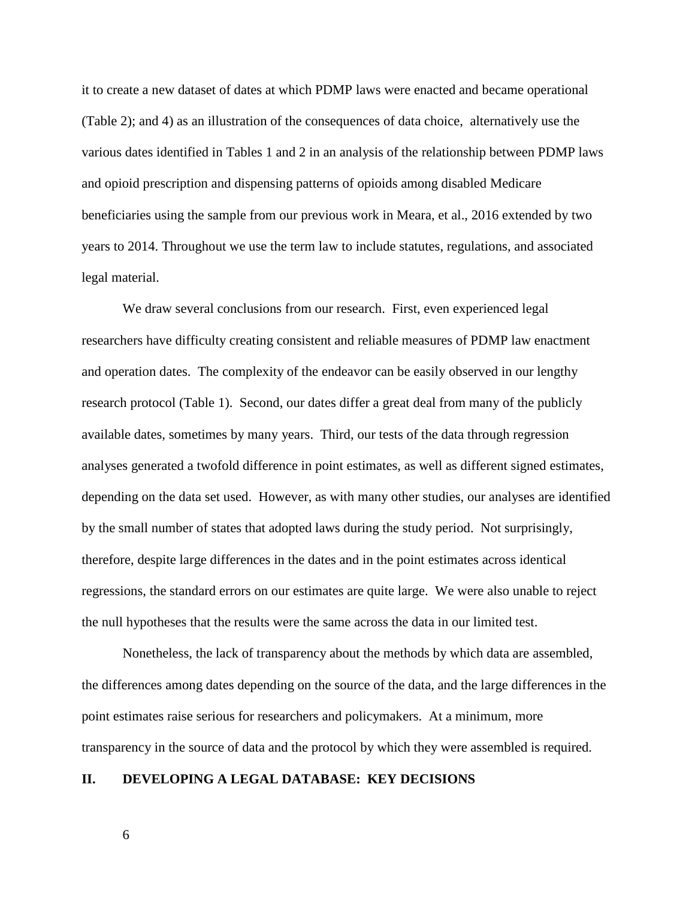it to create a new dataset of dates at which PDMP laws were enacted and became operational (Table 2); and 4) as an illustration of the consequences of data choice, alternatively use the various dates identified in Tables 1 and 2 in an analysis of the relationship between PDMP laws and opioid prescription and dispensing patterns of opioids among disabled Medicare beneficiaries using the sample from our previous work in Meara, et al., 2016 extended by two years to 2014. Throughout we use the term law to include statutes, regulations, and associated legal material.

We draw several conclusions from our research. First, even experienced legal researchers have difficulty creating consistent and reliable measures of PDMP law enactment and operation dates. The complexity of the endeavor can be easily observed in our lengthy research protocol (Table 1). Second, our dates differ a great deal from many of the publicly available dates, sometimes by many years. Third, our tests of the data through regression analyses generated a twofold difference in point estimates, as well as different signed estimates, depending on the data set used. However, as with many other studies, our analyses are identified by the small number of states that adopted laws during the study period. Not surprisingly, therefore, despite large differences in the dates and in the point estimates across identical regressions, the standard errors on our estimates are quite large. We were also unable to reject the null hypotheses that the results were the same across the data in our limited test.

Nonetheless, the lack of transparency about the methods by which data are assembled, the differences among dates depending on the source of the data, and the large differences in the point estimates raise serious for researchers and policymakers. At a minimum, more transparency in the source of data and the protocol by which they were assembled is required.

## II. DEVELOPING A LEGAL DATABASE: KEY DECISIONS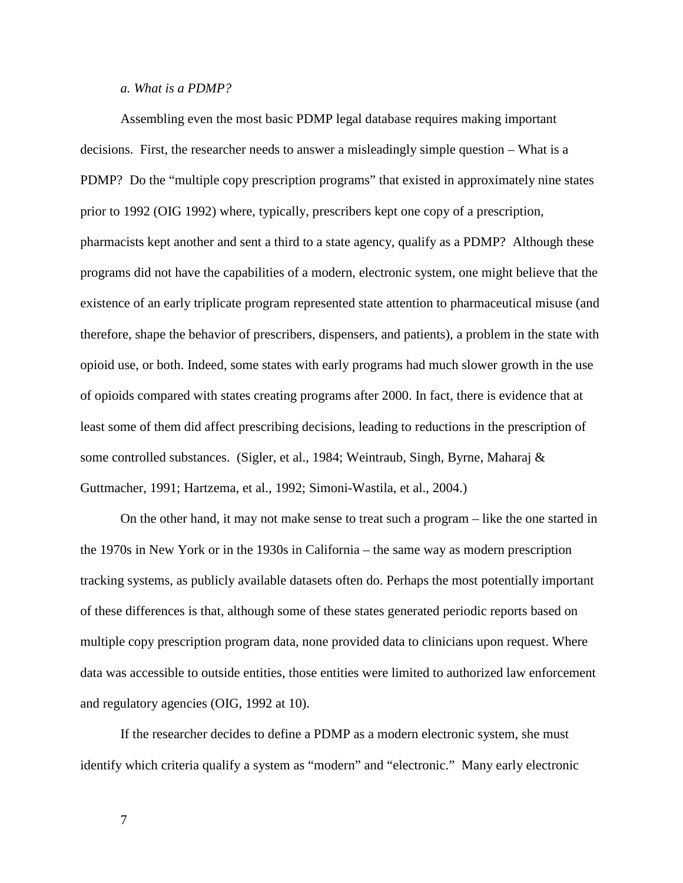*a. What is a PDMP?*

Assembling even the most basic PDMP legal database requires making important decisions. First, the researcher needs to answer a misleadingly simple question – What is a PDMP? Do the "multiple copy prescription programs" that existed in approximately nine states prior to 1992 (OIG 1992) where, typically, prescribers kept one copy of a prescription, pharmacists kept another and sent a third to a state agency, qualify as a PDMP? Although these programs did not have the capabilities of a modern, electronic system, one might believe that the existence of an early triplicate program represented state attention to pharmaceutical misuse (and therefore, shape the behavior of prescribers, dispensers, and patients), a problem in the state with opioid use, or both. Indeed, some states with early programs had much slower growth in the use of opioids compared with states creating programs after 2000. In fact, there is evidence that at least some of them did affect prescribing decisions, leading to reductions in the prescription of some controlled substances. (Sigler, et al., 1984; Weintraub, Singh, Byrne, Maharaj & Guttmacher, 1991; Hartzema, et al., 1992; Simoni-Wastila, et al., 2004.)

On the other hand, it may not make sense to treat such a program – like the one started in the 1970s in New York or in the 1930s in California – the same way as modern prescription tracking systems, as publicly available datasets often do. Perhaps the most potentially important of these differences is that, although some of these states generated periodic reports based on multiple copy prescription program data, none provided data to clinicians upon request. Where data was accessible to outside entities, those entities were limited to authorized law enforcement and regulatory agencies (OIG, 1992 at 10).

If the researcher decides to define a PDMP as a modern electronic system, she must identify which criteria qualify a system as "modern" and "electronic." Many early electronic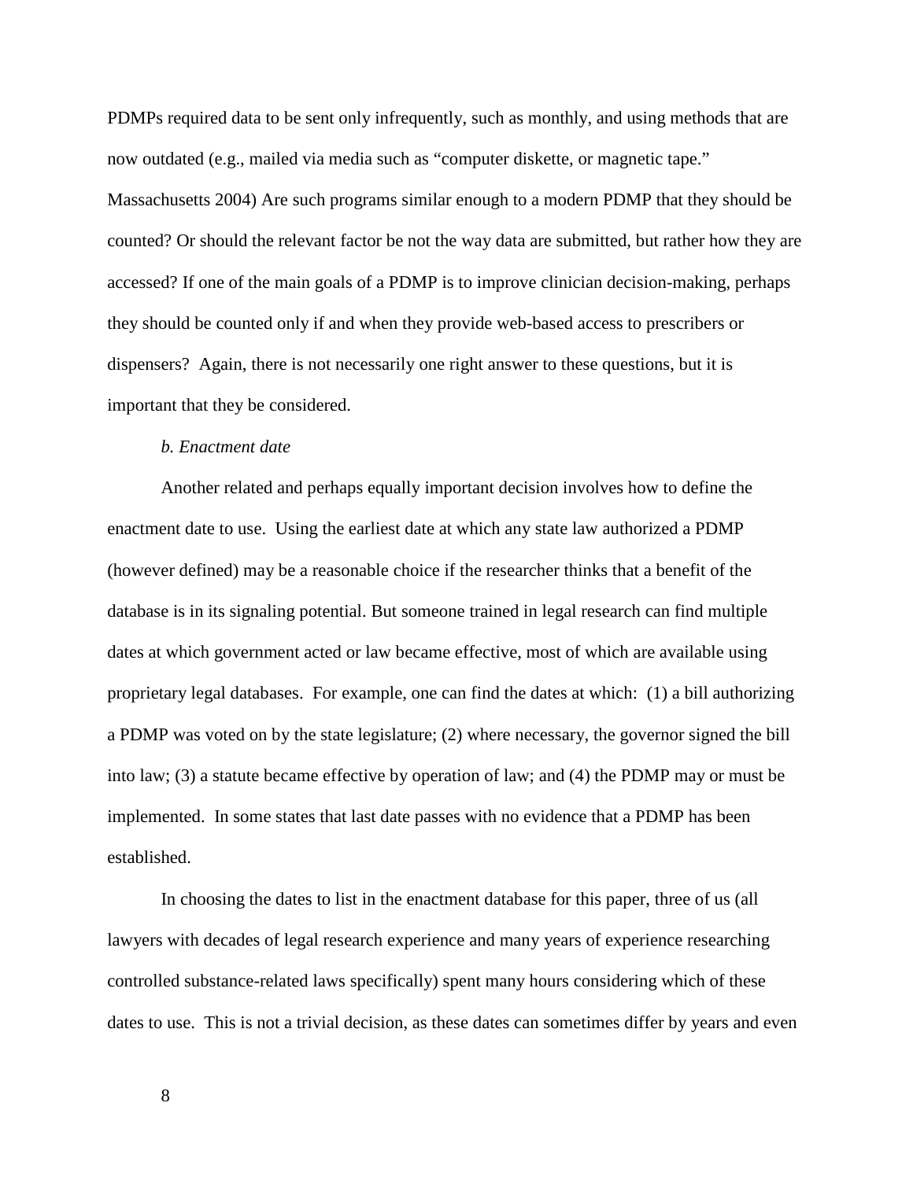PDMPs required data to be sent only infrequently, such as monthly, and using methods that are now outdated (e.g., mailed via media such as "computer diskette, or magnetic tape." Massachusetts 2004) Are such programs similar enough to a modern PDMP that they should be counted? Or should the relevant factor be not the way data are submitted, but rather how they are accessed? If one of the main goals of a PDMP is to improve clinician decision-making, perhaps they should be counted only if and when they provide web-based access to prescribers or dispensers? Again, there is not necessarily one right answer to these questions, but it is important that they be considered.

*b. Enactment date*

Another related and perhaps equally important decision involves how to define the enactment date to use. Using the earliest date at which any state law authorized a PDMP (however defined) may be a reasonable choice if the researcher thinks that a benefit of the database is in its signaling potential. But someone trained in legal research can find multiple dates at which government acted or law became effective, most of which are available using proprietary legal databases. For example, one can find the dates at which: (1) a bill authorizing a PDMP was voted on by the state legislature; (2) where necessary, the governor signed the bill into law; (3) a statute became effective by operation of law; and (4) the PDMP may or must be implemented. In some states that last date passes with no evidence that a PDMP has been established.

In choosing the dates to list in the enactment database for this paper, three of us (all lawyers with decades of legal research experience and many years of experience researching controlled substance-related laws specifically) spent many hours considering which of these dates to use. This is not a trivial decision, as these dates can sometimes differ by years and even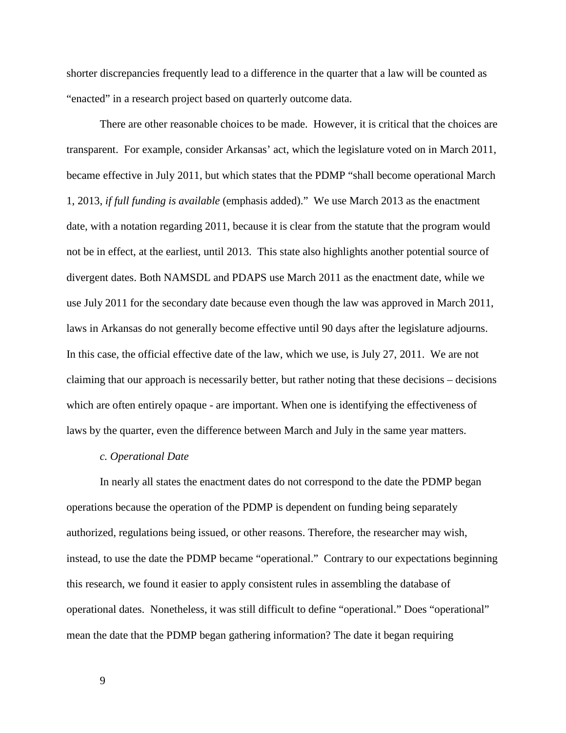shorter discrepancies frequently lead to a difference in the quarter that a law will be counted as "enacted" in a research project based on quarterly outcome data.

There are other reasonable choices to be made. However, it is critical that the choices are transparent. For example, consider Arkansas' act, which the legislature voted on in March 2011, became effective in July 2011, but which states that the PDMP "shall become operational March 1, 2013, *if full funding is available* (emphasis added)." We use March 2013 as the enactment date, with a notation regarding 2011, because it is clear from the statute that the program would not be in effect, at the earliest, until 2013. This state also highlights another potential source of divergent dates. Both NAMSDL and PDAPS use March 2011 as the enactment date, while we use July 2011 for the secondary date because even though the law was approved in March 2011, laws in Arkansas do not generally become effective until 90 days after the legislature adjourns. In this case, the official effective date of the law, which we use, is July 27, 2011. We are not claiming that our approach is necessarily better, but rather noting that these decisions – decisions which are often entirely opaque - are important. When one is identifying the effectiveness of laws by the quarter, even the difference between March and July in the same year matters.

*c. Operational Date*

In nearly all states the enactment dates do not correspond to the date the PDMP began operations because the operation of the PDMP is dependent on funding being separately authorized, regulations being issued, or other reasons. Therefore, the researcher may wish, instead, to use the date the PDMP became "operational." Contrary to our expectations beginning this research, we found it easier to apply consistent rules in assembling the database of operational dates. Nonetheless, it was still difficult to define "operational." Does "operational" mean the date that the PDMP began gathering information? The date it began requiring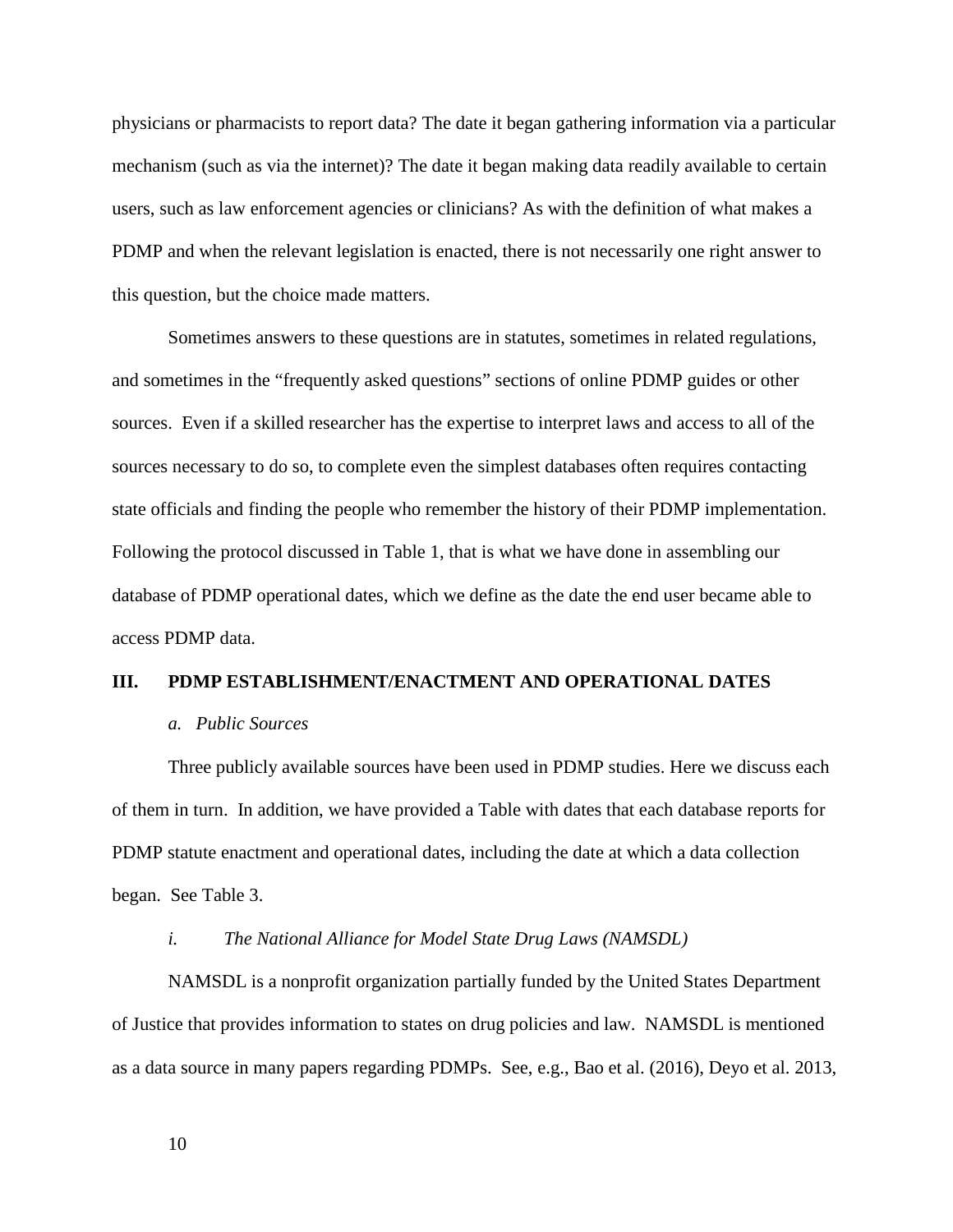physicians or pharmacists to report data? The date it began gathering information via a particular mechanism (such as via the internet)? The date it began making data readily available to certain users, such as law enforcement agencies or clinicians? As with the definition of what makes a PDMP and when the relevant legislation is enacted, there is not necessarily one right answer to this question, but the choice made matters.

Sometimes answers to these questions are in statutes, sometimes in related regulations, and sometimes in the "frequently asked questions" sections of online PDMP guides or other sources. Even if a skilled researcher has the expertise to interpret laws and access to all of the sources necessary to do so, to complete even the simplest databases often requires contacting state officials and finding the people who remember the history of their PDMP implementation. Following the protocol discussed in Table 1, that is what we have done in assembling our database of PDMP operational dates, which we define as the date the end user became able to access PDMP data.

## III. PDMP ESTABLISHMENT/ENACTMENT AND OPERATIONAL DATES

### *a. Public Sources*

Three publicly available sources have been used in PDMP studies. Here we discuss each of them in turn. In addition, we have provided a Table with dates that each database reports for PDMP statute enactment and operational dates, including the date at which a data collection began. See Table 3.

#### *i. The National Alliance for Model State Drug Laws (NAMSDL)*

NAMSDL is a nonprofit organization partially funded by the United States Department of Justice that provides information to states on drug policies and law. NAMSDL is mentioned as a data source in many papers regarding PDMPs. See, e.g., Bao et al. (2016), Deyo et al. 2013,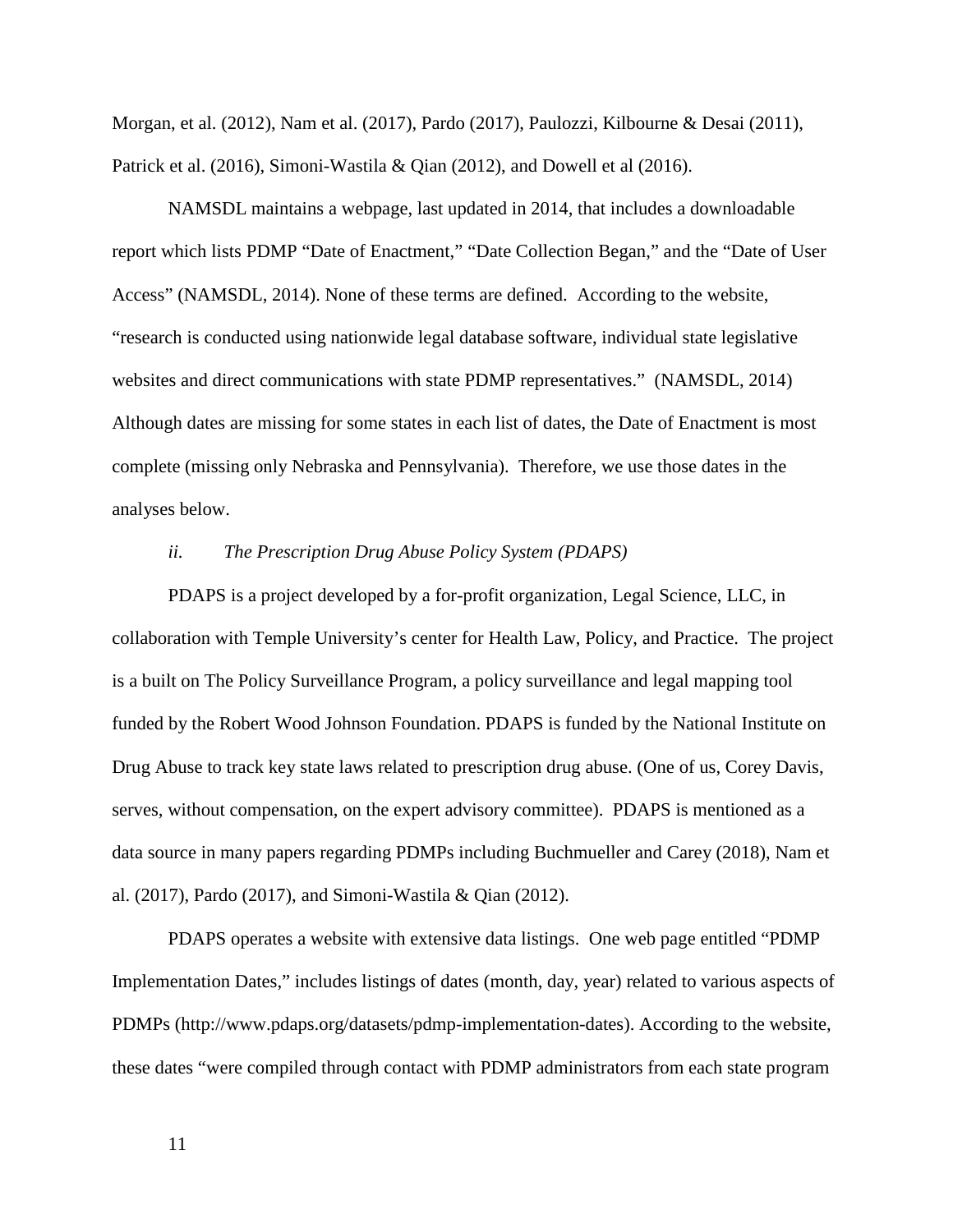Morgan, et al. (2012), Nam et al. (2017), Pardo (2017), Paulozzi, Kilbourne & Desai (2011), Patrick et al. (2016), Simoni-Wastila & Qian (2012), and Dowell et al (2016).

NAMSDL maintains a webpage, last updated in 2014, that includes a downloadable report which lists PDMP "Date of Enactment," "Date Collection Began," and the "Date of User Access" (NAMSDL, 2014). None of these terms are defined. According to the website, "research is conducted using nationwide legal database software, individual state legislative websites and direct communications with state PDMP representatives." (NAMSDL, 2014) Although dates are missing for some states in each list of dates, the Date of Enactment is most complete (missing only Nebraska and Pennsylvania). Therefore, we use those dates in the analyses below.

*ii. The Prescription Drug Abuse Policy System (PDAPS)*

PDAPS is a project developed by a for-profit organization, Legal Science, LLC, in collaboration with Temple University's center for Health Law, Policy, and Practice. The project is a built on The Policy Surveillance Program, a policy surveillance and legal mapping tool funded by the Robert Wood Johnson Foundation. PDAPS is funded by the National Institute on Drug Abuse to track key state laws related to prescription drug abuse. (One of us, Corey Davis, serves, without compensation, on the expert advisory committee). PDAPS is mentioned as a data source in many papers regarding PDMPs including Buchmueller and Carey (2018), Nam et al. (2017), Pardo (2017), and Simoni-Wastila & Qian (2012).

PDAPS operates a website with extensive data listings. One web page entitled "PDMP Implementation Dates," includes listings of dates (month, day, year) related to various aspects of PDMPs (http://www.pdaps.org/datasets/pdmp-implementation-dates). According to the website, these dates "were compiled through contact with PDMP administrators from each state program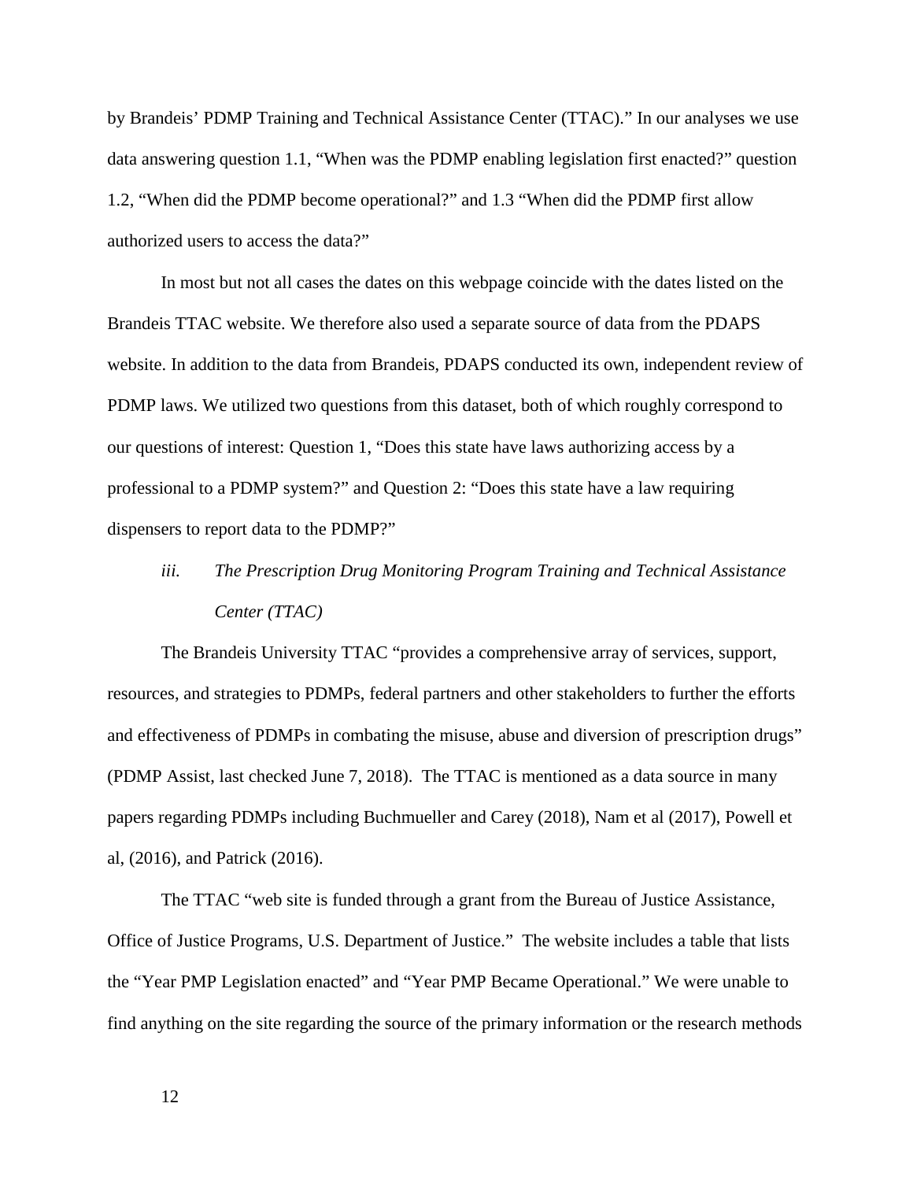by Brandeis' PDMP Training and Technical Assistance Center (TTAC)." In our analyses we use data answering question 1.1, "When was the PDMP enabling legislation first enacted?" question 1.2, "When did the PDMP become operational?" and 1.3 "When did the PDMP first allow authorized users to access the data?"

In most but not all cases the dates on this webpage coincide with the dates listed on the Brandeis TTAC website. We therefore also used a separate source of data from the PDAPS website. In addition to the data from Brandeis, PDAPS conducted its own, independent review of PDMP laws. We utilized two questions from this dataset, both of which roughly correspond to our questions of interest: Question 1, "Does this state have laws authorizing access by a professional to a PDMP system?" and Question 2: "Does this state have a law requiring dispensers to report data to the PDMP?"

### *iii. The Prescription Drug Monitoring Program Training and Technical Assistance Center (TTAC)*

The Brandeis University TTAC "provides a comprehensive array of services, support, resources, and strategies to PDMPs, federal partners and other stakeholders to further the efforts and effectiveness of PDMPs in combating the misuse, abuse and diversion of prescription drugs" (PDMP Assist, last checked June 7, 2018). The TTAC is mentioned as a data source in many papers regarding PDMPs including Buchmueller and Carey (2018), Nam et al (2017), Powell et al, (2016), and Patrick (2016).

The TTAC "web site is funded through a grant from the Bureau of Justice Assistance, Office of Justice Programs, U.S. Department of Justice." The website includes a table that lists the "Year PMP Legislation enacted" and "Year PMP Became Operational." We were unable to find anything on the site regarding the source of the primary information or the research methods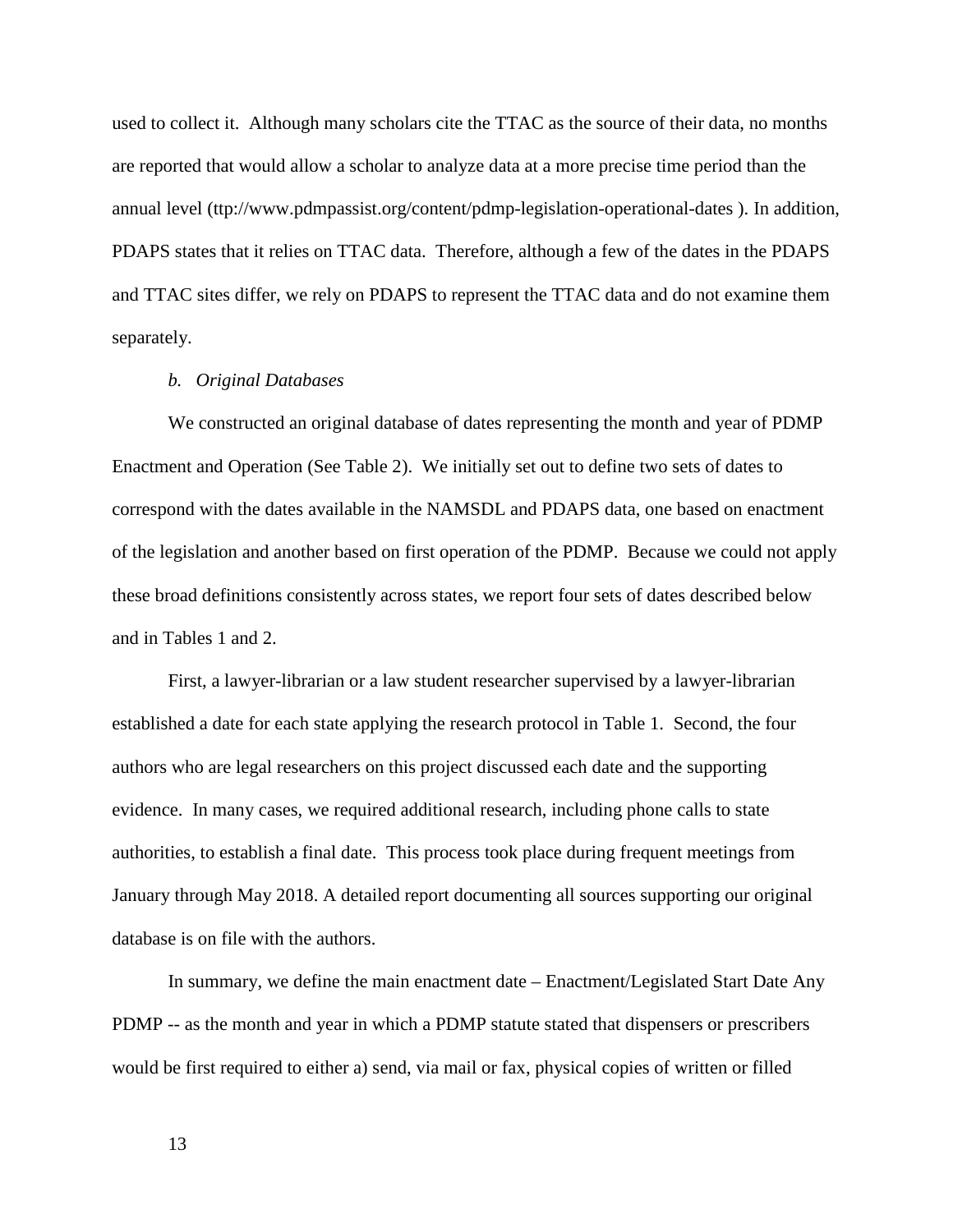used to collect it. Although many scholars cite the TTAC as the source of their data, no months are reported that would allow a scholar to analyze data at a more precise time period than the annual level (ttp://www.pdmpassist.org/content/pdmp-legislation-operational-dates ). In addition, PDAPS states that it relies on TTAC data. Therefore, although a few of the dates in the PDAPS and TTAC sites differ, we rely on PDAPS to represent the TTAC data and do not examine them separately.

*b. Original Databases*

We constructed an original database of dates representing the month and year of PDMP Enactment and Operation (See Table 2). We initially set out to define two sets of dates to correspond with the dates available in the NAMSDL and PDAPS data, one based on enactment of the legislation and another based on first operation of the PDMP. Because we could not apply these broad definitions consistently across states, we report four sets of dates described below and in Tables 1 and 2.

First, a lawyer-librarian or a law student researcher supervised by a lawyer-librarian established a date for each state applying the research protocol in Table 1. Second, the four authors who are legal researchers on this project discussed each date and the supporting evidence. In many cases, we required additional research, including phone calls to state authorities, to establish a final date. This process took place during frequent meetings from January through May 2018. A detailed report documenting all sources supporting our original database is on file with the authors.

In summary, we define the main enactment date – Enactment/Legislated Start Date Any PDMP -- as the month and year in which a PDMP statute stated that dispensers or prescribers would be first required to either a) send, via mail or fax, physical copies of written or filled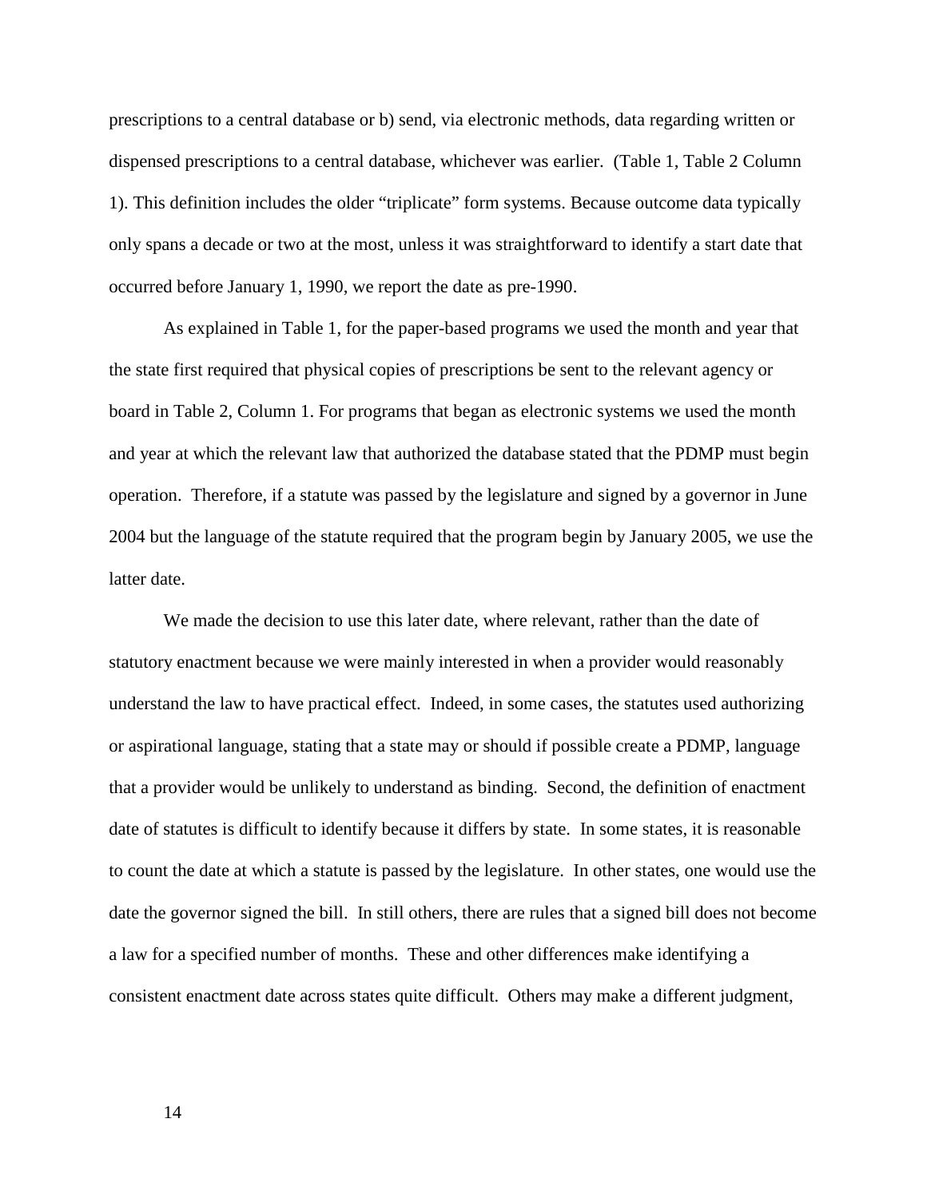prescriptions to a central database or b) send, via electronic methods, data regarding written or dispensed prescriptions to a central database, whichever was earlier. (Table 1, Table 2 Column 1). This definition includes the older "triplicate" form systems. Because outcome data typically only spans a decade or two at the most, unless it was straightforward to identify a start date that occurred before January 1, 1990, we report the date as pre-1990.

As explained in Table 1, for the paper-based programs we used the month and year that the state first required that physical copies of prescriptions be sent to the relevant agency or board in Table 2, Column 1. For programs that began as electronic systems we used the month and year at which the relevant law that authorized the database stated that the PDMP must begin operation. Therefore, if a statute was passed by the legislature and signed by a governor in June 2004 but the language of the statute required that the program begin by January 2005, we use the latter date.

We made the decision to use this later date, where relevant, rather than the date of statutory enactment because we were mainly interested in when a provider would reasonably understand the law to have practical effect. Indeed, in some cases, the statutes used authorizing or aspirational language, stating that a state may or should if possible create a PDMP, language that a provider would be unlikely to understand as binding. Second, the definition of enactment date of statutes is difficult to identify because it differs by state. In some states, it is reasonable to count the date at which a statute is passed by the legislature. In other states, one would use the date the governor signed the bill. In still others, there are rules that a signed bill does not become a law for a specified number of months. These and other differences make identifying a consistent enactment date across states quite difficult. Others may make a different judgment,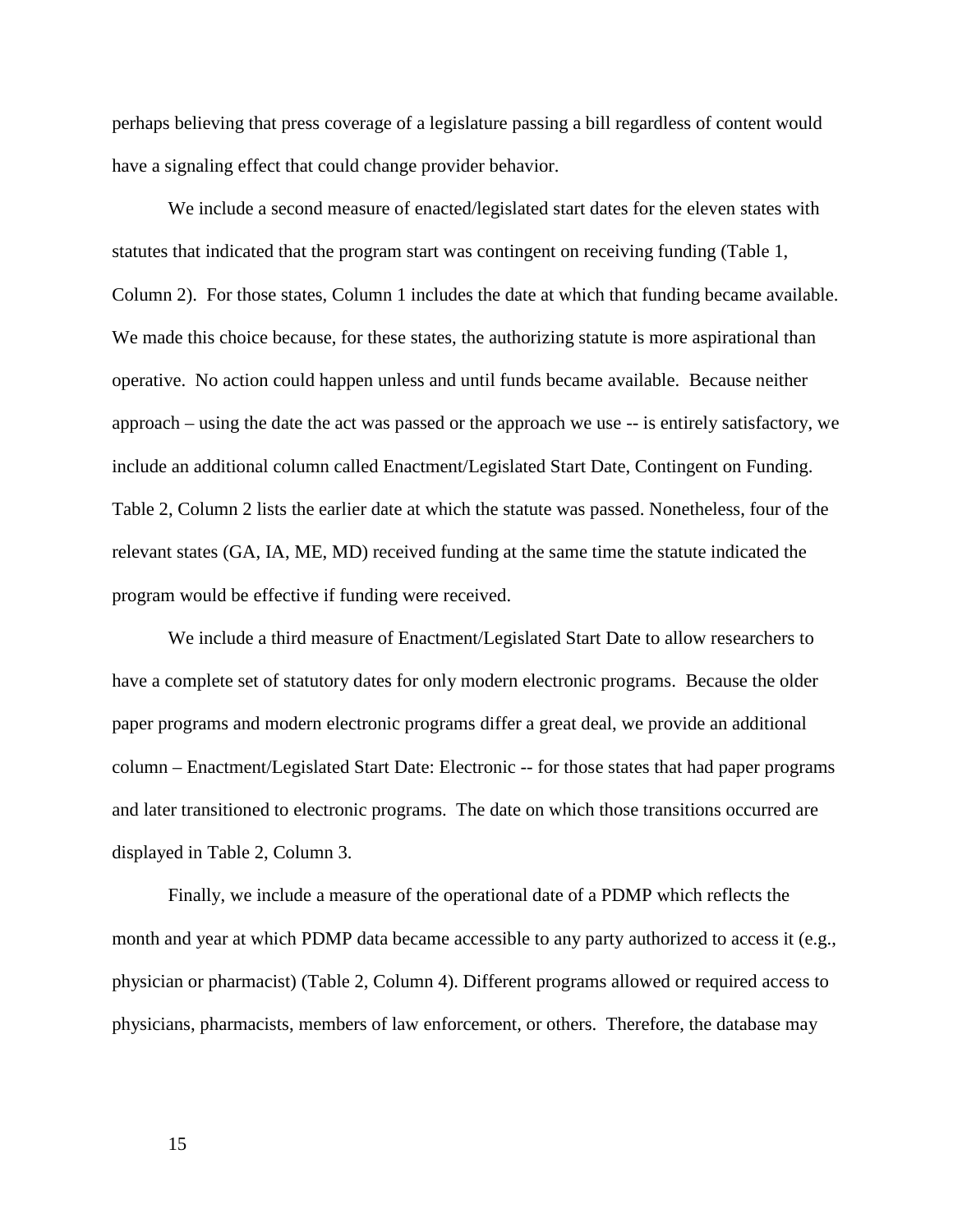perhaps believing that press coverage of a legislature passing a bill regardless of content would have a signaling effect that could change provider behavior.

We include a second measure of enacted/legislated start dates for the eleven states with statutes that indicated that the program start was contingent on receiving funding (Table 1, Column 2). For those states, Column 1 includes the date at which that funding became available. We made this choice because, for these states, the authorizing statute is more aspirational than operative. No action could happen unless and until funds became available. Because neither approach – using the date the act was passed or the approach we use -- is entirely satisfactory, we include an additional column called Enactment/Legislated Start Date, Contingent on Funding. Table 2, Column 2 lists the earlier date at which the statute was passed. Nonetheless, four of the relevant states (GA, IA, ME, MD) received funding at the same time the statute indicated the program would be effective if funding were received.

We include a third measure of Enactment/Legislated Start Date to allow researchers to have a complete set of statutory dates for only modern electronic programs. Because the older paper programs and modern electronic programs differ a great deal, we provide an additional column – Enactment/Legislated Start Date: Electronic -- for those states that had paper programs and later transitioned to electronic programs. The date on which those transitions occurred are displayed in Table 2, Column 3.

Finally, we include a measure of the operational date of a PDMP which reflects the month and year at which PDMP data became accessible to any party authorized to access it (e.g., physician or pharmacist) (Table 2, Column 4). Different programs allowed or required access to physicians, pharmacists, members of law enforcement, or others. Therefore, the database may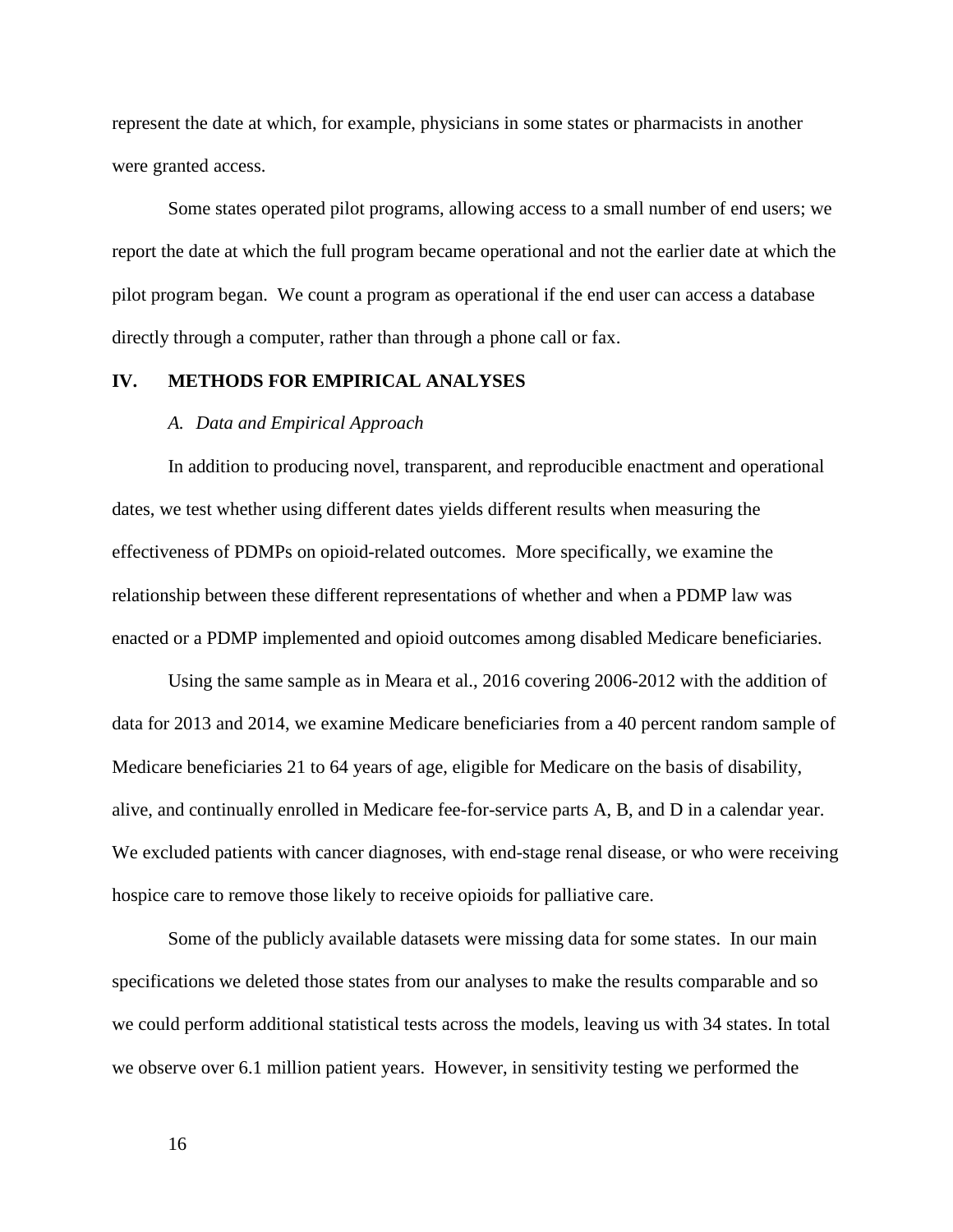represent the date at which, for example, physicians in some states or pharmacists in another were granted access.

Some states operated pilot programs, allowing access to a small number of end users; we report the date at which the full program became operational and not the earlier date at which the pilot program began. We count a program as operational if the end user can access a database directly through a computer, rather than through a phone call or fax.

## IV. METHODS FOR EMPIRICAL ANALYSES

### *A. Data and Empirical Approach*

In addition to producing novel, transparent, and reproducible enactment and operational dates, we test whether using different dates yields different results when measuring the effectiveness of PDMPs on opioid-related outcomes. More specifically, we examine the relationship between these different representations of whether and when a PDMP law was enacted or a PDMP implemented and opioid outcomes among disabled Medicare beneficiaries.

Using the same sample as in Meara et al., 2016 covering 2006-2012 with the addition of data for 2013 and 2014, we examine Medicare beneficiaries from a 40 percent random sample of Medicare beneficiaries 21 to 64 years of age, eligible for Medicare on the basis of disability, alive, and continually enrolled in Medicare fee-for-service parts A, B, and D in a calendar year. We excluded patients with cancer diagnoses, with end-stage renal disease, or who were receiving hospice care to remove those likely to receive opioids for palliative care.

Some of the publicly available datasets were missing data for some states. In our main specifications we deleted those states from our analyses to make the results comparable and so we could perform additional statistical tests across the models, leaving us with 34 states. In total we observe over 6.1 million patient years. However, in sensitivity testing we performed the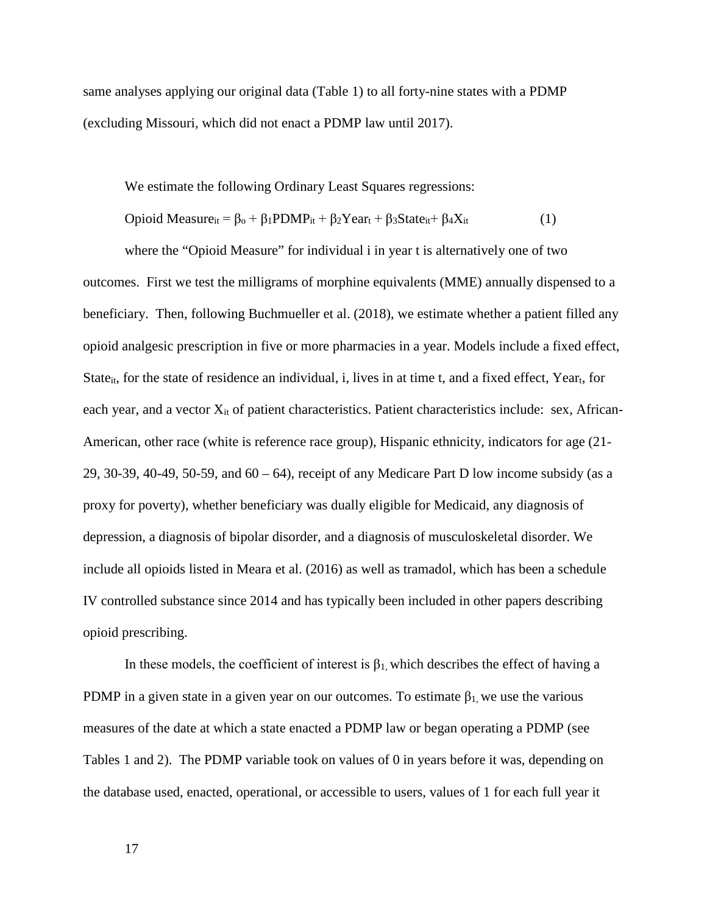same analyses applying our original data (Table 1) to all forty-nine states with a PDMP (excluding Missouri, which did not enact a PDMP law until 2017).

We estimate the following Ordinary Least Squares regressions:

$$\text{Opioid Measure}_{it} = \beta_o + \beta_1 \text{PDMP}_{it} + \beta_2 \text{Year}_t + \beta_3 \text{State}_{it} + \beta_4 X_{it} \quad (1)$$

where the “Opioid Measure” for individual i in year t is alternatively one of two outcomes. First we test the milligrams of morphine equivalents (MME) annually dispensed to a beneficiary. Then, following Buchmueller et al. (2018), we estimate whether a patient filled any opioid analgesic prescription in five or more pharmacies in a year. Models include a fixed effect, $\text{State}_{it}$, for the state of residence an individual, i, lives in at time t, and a fixed effect, $\text{Year}_t$, for each year, and a vector $X_{it}$ of patient characteristics. Patient characteristics include: sex, African-American, other race (white is reference race group), Hispanic ethnicity, indicators for age (21-29, 30-39, 40-49, 50-59, and 60 – 64), receipt of any Medicare Part D low income subsidy (as a proxy for poverty), whether beneficiary was dually eligible for Medicaid, any diagnosis of depression, a diagnosis of bipolar disorder, and a diagnosis of musculoskeletal disorder. We include all opioids listed in Meara et al. (2016) as well as tramadol, which has been a schedule IV controlled substance since 2014 and has typically been included in other papers describing opioid prescribing.

In these models, the coefficient of interest is $\beta_1$, which describes the effect of having a PDMP in a given state in a given year on our outcomes. To estimate $\beta_1$, we use the various measures of the date at which a state enacted a PDMP law or began operating a PDMP (see Tables 1 and 2). The PDMP variable took on values of 0 in years before it was, depending on the database used, enacted, operational, or accessible to users, values of 1 for each full year it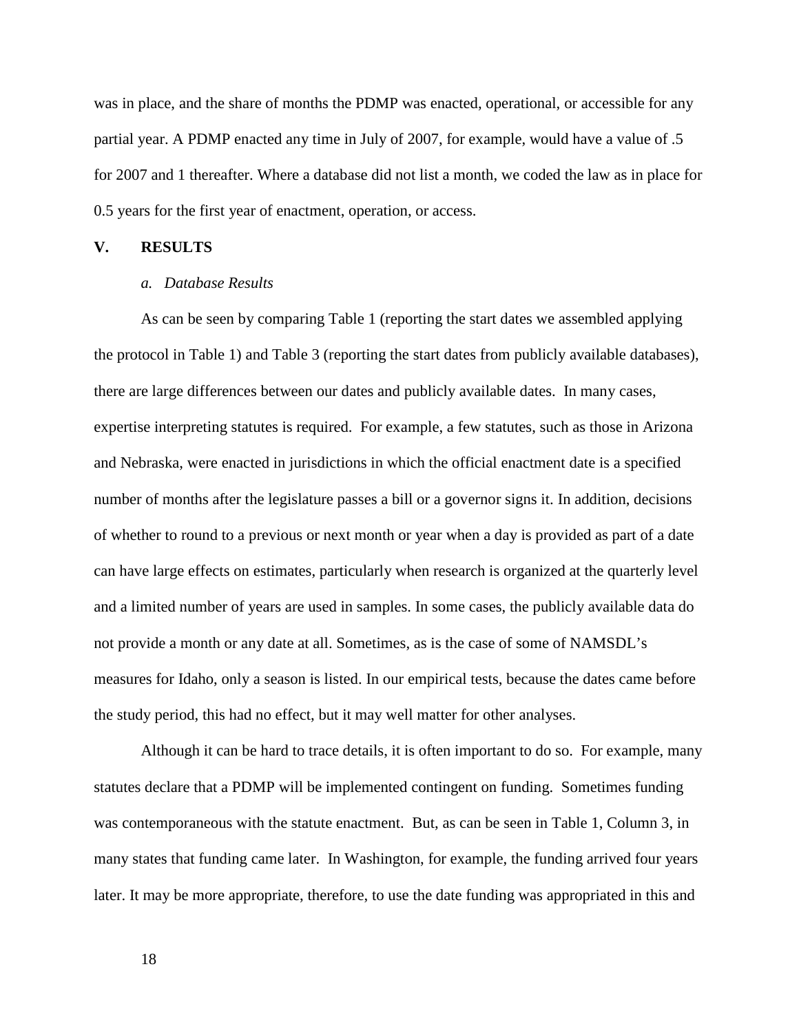was in place, and the share of months the PDMP was enacted, operational, or accessible for any partial year. A PDMP enacted any time in July of 2007, for example, would have a value of .5 for 2007 and 1 thereafter. Where a database did not list a month, we coded the law as in place for 0.5 years for the first year of enactment, operation, or access.

## V. RESULTS

### *a. Database Results*

As can be seen by comparing Table 1 (reporting the start dates we assembled applying the protocol in Table 1) and Table 3 (reporting the start dates from publicly available databases), there are large differences between our dates and publicly available dates. In many cases, expertise interpreting statutes is required. For example, a few statutes, such as those in Arizona and Nebraska, were enacted in jurisdictions in which the official enactment date is a specified number of months after the legislature passes a bill or a governor signs it. In addition, decisions of whether to round to a previous or next month or year when a day is provided as part of a date can have large effects on estimates, particularly when research is organized at the quarterly level and a limited number of years are used in samples. In some cases, the publicly available data do not provide a month or any date at all. Sometimes, as is the case of some of NAMSDL's measures for Idaho, only a season is listed. In our empirical tests, because the dates came before the study period, this had no effect, but it may well matter for other analyses.

Although it can be hard to trace details, it is often important to do so. For example, many statutes declare that a PDMP will be implemented contingent on funding. Sometimes funding was contemporaneous with the statute enactment. But, as can be seen in Table 1, Column 3, in many states that funding came later. In Washington, for example, the funding arrived four years later. It may be more appropriate, therefore, to use the date funding was appropriated in this and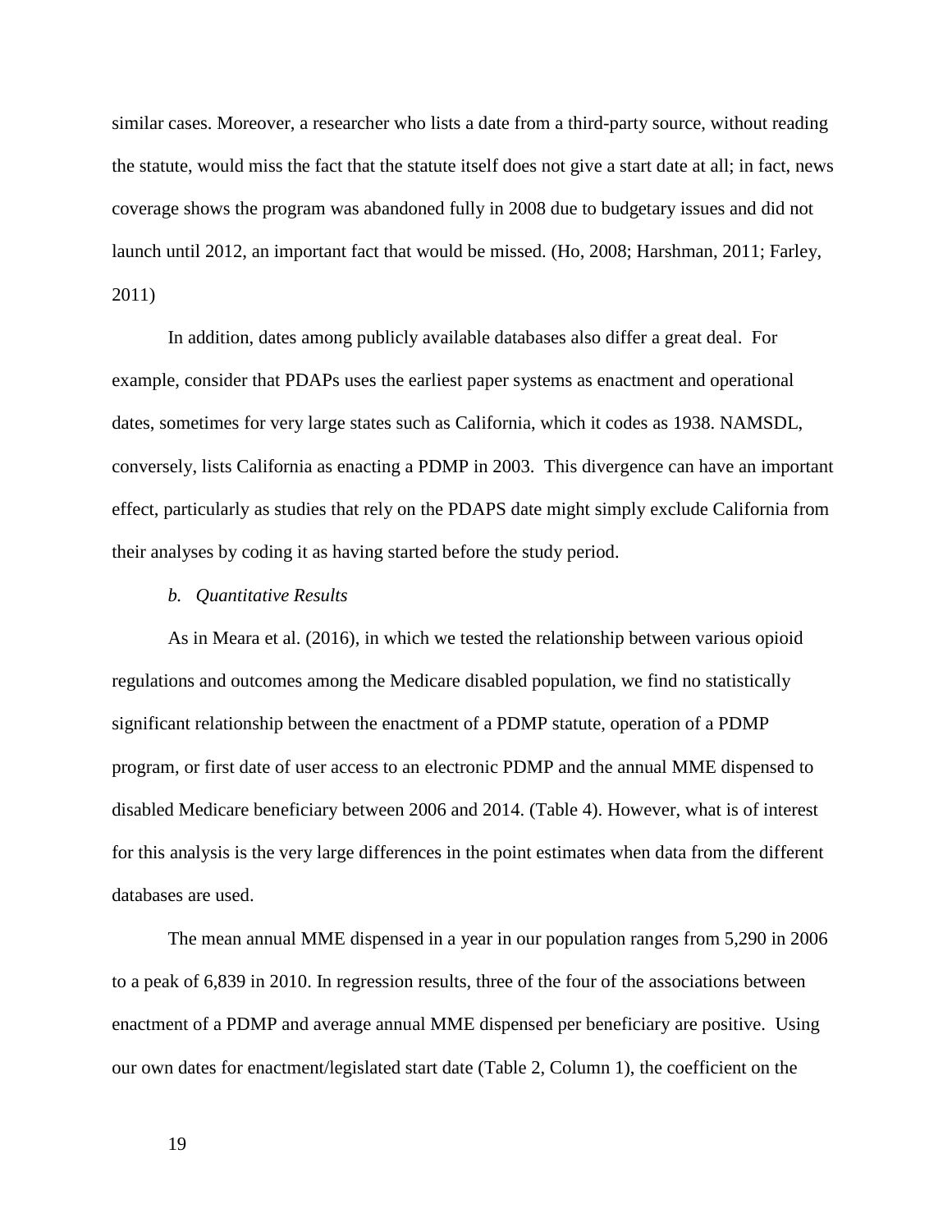similar cases. Moreover, a researcher who lists a date from a third-party source, without reading the statute, would miss the fact that the statute itself does not give a start date at all; in fact, news coverage shows the program was abandoned fully in 2008 due to budgetary issues and did not launch until 2012, an important fact that would be missed. (Ho, 2008; Harshman, 2011; Farley, 2011)

In addition, dates among publicly available databases also differ a great deal. For example, consider that PDAPs uses the earliest paper systems as enactment and operational dates, sometimes for very large states such as California, which it codes as 1938. NAMSDL, conversely, lists California as enacting a PDMP in 2003. This divergence can have an important effect, particularly as studies that rely on the PDAPS date might simply exclude California from their analyses by coding it as having started before the study period.

*b. Quantitative Results*

As in Meara et al. (2016), in which we tested the relationship between various opioid regulations and outcomes among the Medicare disabled population, we find no statistically significant relationship between the enactment of a PDMP statute, operation of a PDMP program, or first date of user access to an electronic PDMP and the annual MME dispensed to disabled Medicare beneficiary between 2006 and 2014. (Table 4). However, what is of interest for this analysis is the very large differences in the point estimates when data from the different databases are used.

The mean annual MME dispensed in a year in our population ranges from 5,290 in 2006 to a peak of 6,839 in 2010. In regression results, three of the four of the associations between enactment of a PDMP and average annual MME dispensed per beneficiary are positive. Using our own dates for enactment/legislated start date (Table 2, Column 1), the coefficient on the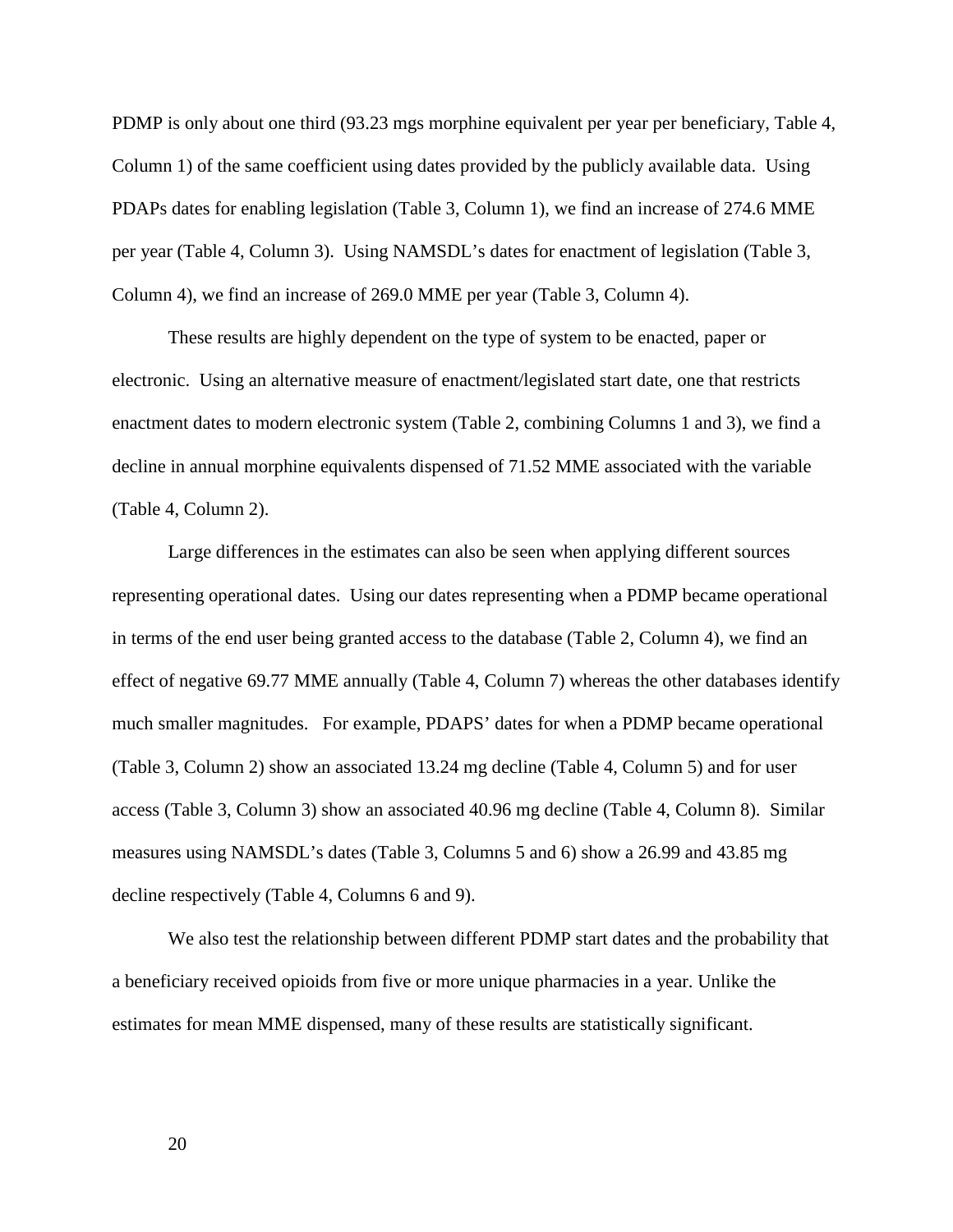PDMP is only about one third (93.23 mgs morphine equivalent per year per beneficiary, Table 4, Column 1) of the same coefficient using dates provided by the publicly available data. Using PDAPs dates for enabling legislation (Table 3, Column 1), we find an increase of 274.6 MME per year (Table 4, Column 3). Using NAMSDL's dates for enactment of legislation (Table 3, Column 4), we find an increase of 269.0 MME per year (Table 3, Column 4).

These results are highly dependent on the type of system to be enacted, paper or electronic. Using an alternative measure of enactment/legislated start date, one that restricts enactment dates to modern electronic system (Table 2, combining Columns 1 and 3), we find a decline in annual morphine equivalents dispensed of 71.52 MME associated with the variable (Table 4, Column 2).

Large differences in the estimates can also be seen when applying different sources representing operational dates. Using our dates representing when a PDMP became operational in terms of the end user being granted access to the database (Table 2, Column 4), we find an effect of negative 69.77 MME annually (Table 4, Column 7) whereas the other databases identify much smaller magnitudes. For example, PDAPS' dates for when a PDMP became operational (Table 3, Column 2) show an associated 13.24 mg decline (Table 4, Column 5) and for user access (Table 3, Column 3) show an associated 40.96 mg decline (Table 4, Column 8). Similar measures using NAMSDL's dates (Table 3, Columns 5 and 6) show a 26.99 and 43.85 mg decline respectively (Table 4, Columns 6 and 9).

We also test the relationship between different PDMP start dates and the probability that a beneficiary received opioids from five or more unique pharmacies in a year. Unlike the estimates for mean MME dispensed, many of these results are statistically significant.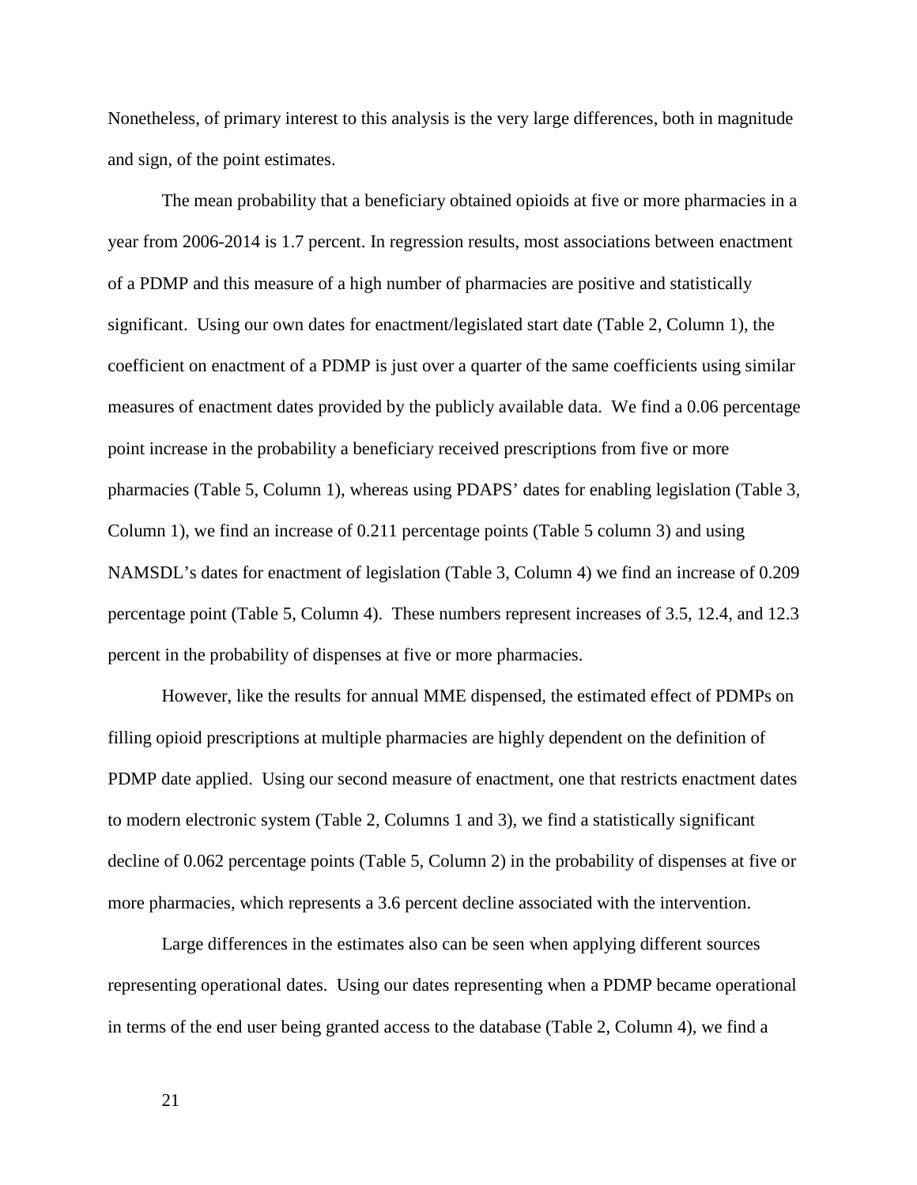Nonetheless, of primary interest to this analysis is the very large differences, both in magnitude and sign, of the point estimates.

The mean probability that a beneficiary obtained opioids at five or more pharmacies in a year from 2006-2014 is 1.7 percent. In regression results, most associations between enactment of a PDMP and this measure of a high number of pharmacies are positive and statistically significant. Using our own dates for enactment/legislated start date (Table 2, Column 1), the coefficient on enactment of a PDMP is just over a quarter of the same coefficients using similar measures of enactment dates provided by the publicly available data. We find a 0.06 percentage point increase in the probability a beneficiary received prescriptions from five or more pharmacies (Table 5, Column 1), whereas using PDAPS' dates for enabling legislation (Table 3, Column 1), we find an increase of 0.211 percentage points (Table 5 column 3) and using NAMSDL's dates for enactment of legislation (Table 3, Column 4) we find an increase of 0.209 percentage point (Table 5, Column 4). These numbers represent increases of 3.5, 12.4, and 12.3 percent in the probability of dispenses at five or more pharmacies.

However, like the results for annual MME dispensed, the estimated effect of PDMPs on filling opioid prescriptions at multiple pharmacies are highly dependent on the definition of PDMP date applied. Using our second measure of enactment, one that restricts enactment dates to modern electronic system (Table 2, Columns 1 and 3), we find a statistically significant decline of 0.062 percentage points (Table 5, Column 2) in the probability of dispenses at five or more pharmacies, which represents a 3.6 percent decline associated with the intervention.

Large differences in the estimates also can be seen when applying different sources representing operational dates. Using our dates representing when a PDMP became operational in terms of the end user being granted access to the database (Table 2, Column 4), we find a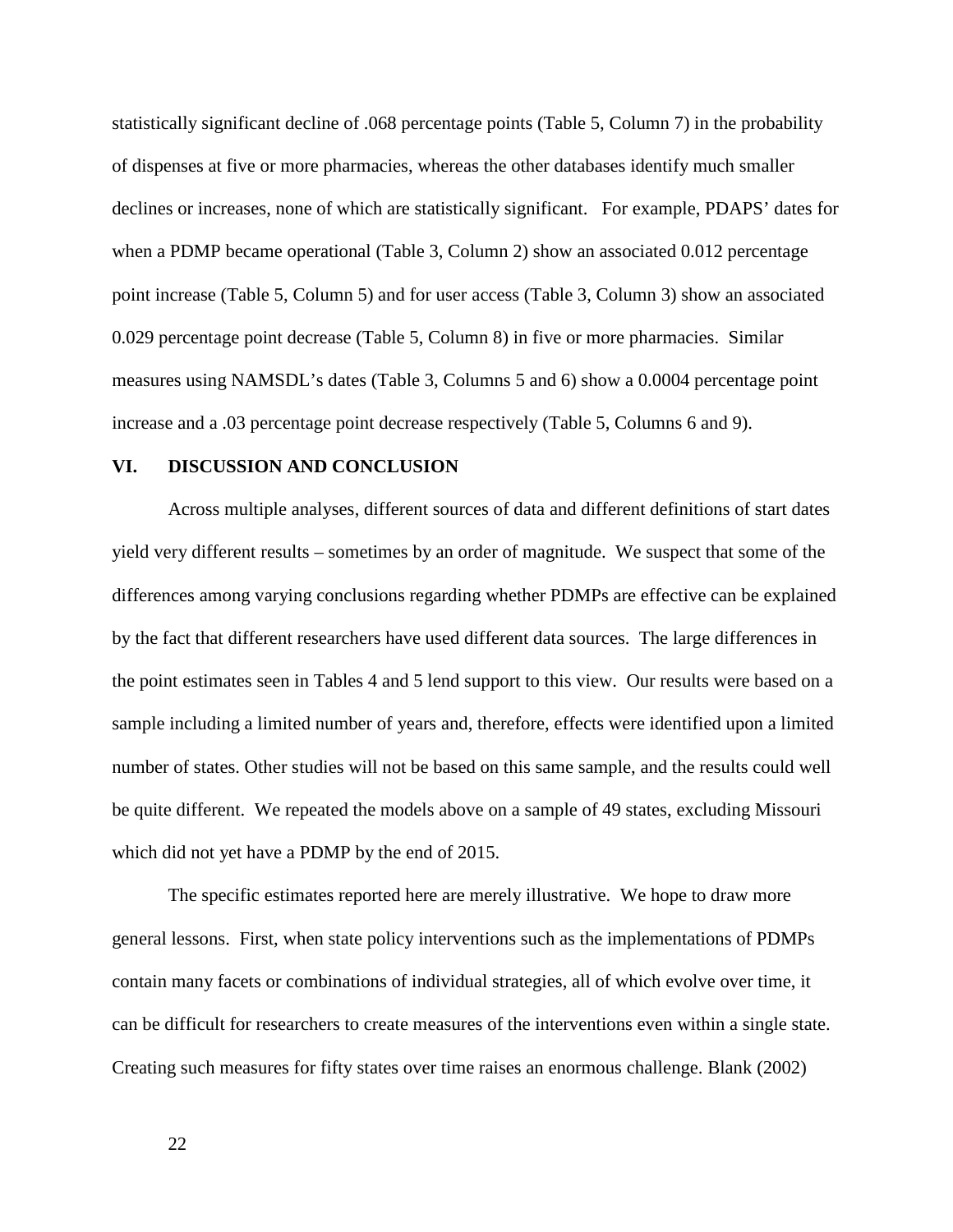statistically significant decline of .068 percentage points (Table 5, Column 7) in the probability of dispenses at five or more pharmacies, whereas the other databases identify much smaller declines or increases, none of which are statistically significant. For example, PDAPS' dates for when a PDMP became operational (Table 3, Column 2) show an associated 0.012 percentage point increase (Table 5, Column 5) and for user access (Table 3, Column 3) show an associated 0.029 percentage point decrease (Table 5, Column 8) in five or more pharmacies. Similar measures using NAMSDL's dates (Table 3, Columns 5 and 6) show a 0.0004 percentage point increase and a .03 percentage point decrease respectively (Table 5, Columns 6 and 9).

## VI. DISCUSSION AND CONCLUSION

Across multiple analyses, different sources of data and different definitions of start dates yield very different results – sometimes by an order of magnitude. We suspect that some of the differences among varying conclusions regarding whether PDMPs are effective can be explained by the fact that different researchers have used different data sources. The large differences in the point estimates seen in Tables 4 and 5 lend support to this view. Our results were based on a sample including a limited number of years and, therefore, effects were identified upon a limited number of states. Other studies will not be based on this same sample, and the results could well be quite different. We repeated the models above on a sample of 49 states, excluding Missouri which did not yet have a PDMP by the end of 2015.

The specific estimates reported here are merely illustrative. We hope to draw more general lessons. First, when state policy interventions such as the implementations of PDMPs contain many facets or combinations of individual strategies, all of which evolve over time, it can be difficult for researchers to create measures of the interventions even within a single state. Creating such measures for fifty states over time raises an enormous challenge. Blank (2002)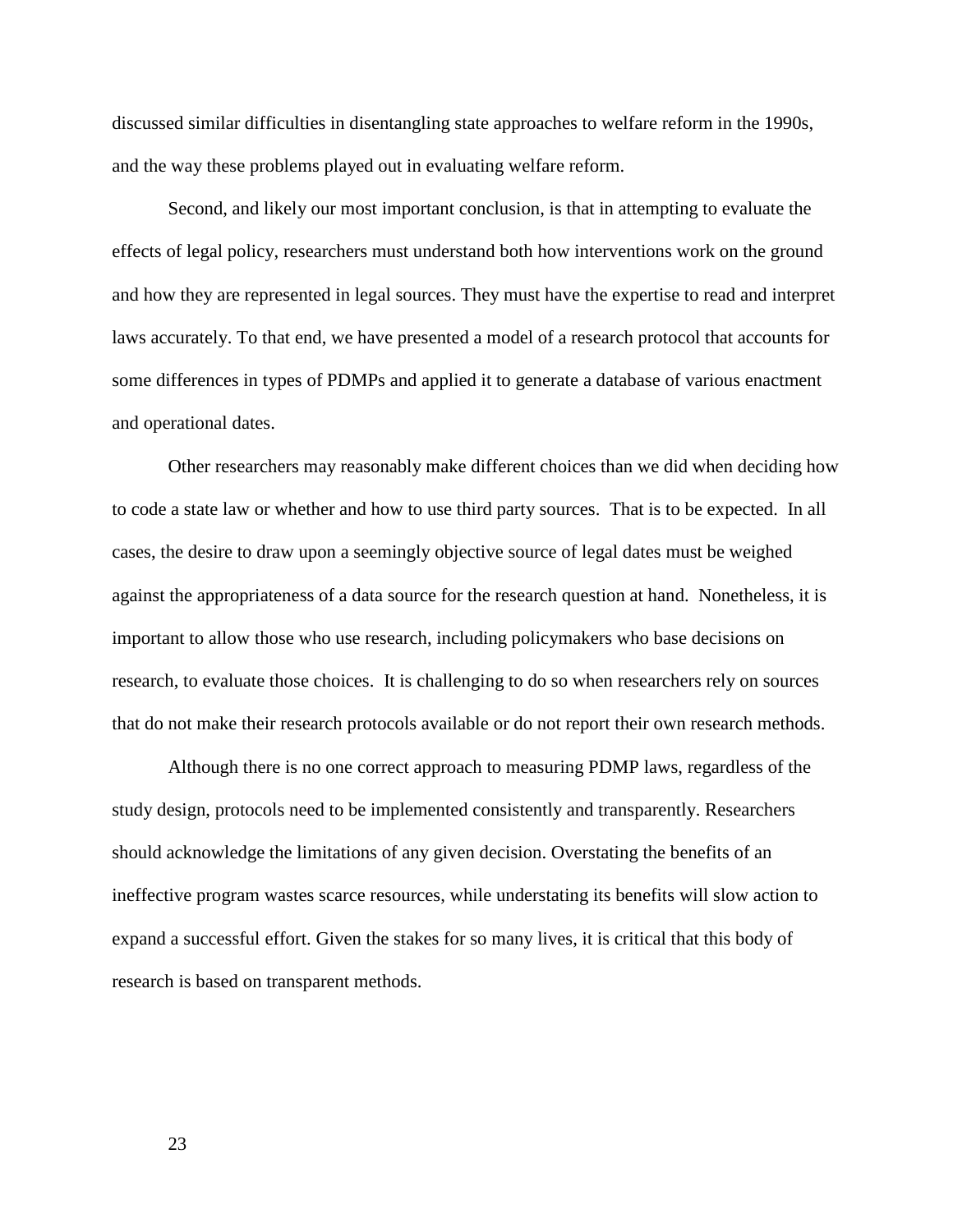discussed similar difficulties in disentangling state approaches to welfare reform in the 1990s, and the way these problems played out in evaluating welfare reform.

Second, and likely our most important conclusion, is that in attempting to evaluate the effects of legal policy, researchers must understand both how interventions work on the ground and how they are represented in legal sources. They must have the expertise to read and interpret laws accurately. To that end, we have presented a model of a research protocol that accounts for some differences in types of PDMPs and applied it to generate a database of various enactment and operational dates.

Other researchers may reasonably make different choices than we did when deciding how to code a state law or whether and how to use third party sources. That is to be expected. In all cases, the desire to draw upon a seemingly objective source of legal dates must be weighed against the appropriateness of a data source for the research question at hand. Nonetheless, it is important to allow those who use research, including policymakers who base decisions on research, to evaluate those choices. It is challenging to do so when researchers rely on sources that do not make their research protocols available or do not report their own research methods.

Although there is no one correct approach to measuring PDMP laws, regardless of the study design, protocols need to be implemented consistently and transparently. Researchers should acknowledge the limitations of any given decision. Overstating the benefits of an ineffective program wastes scarce resources, while understating its benefits will slow action to expand a successful effort. Given the stakes for so many lives, it is critical that this body of research is based on transparent methods.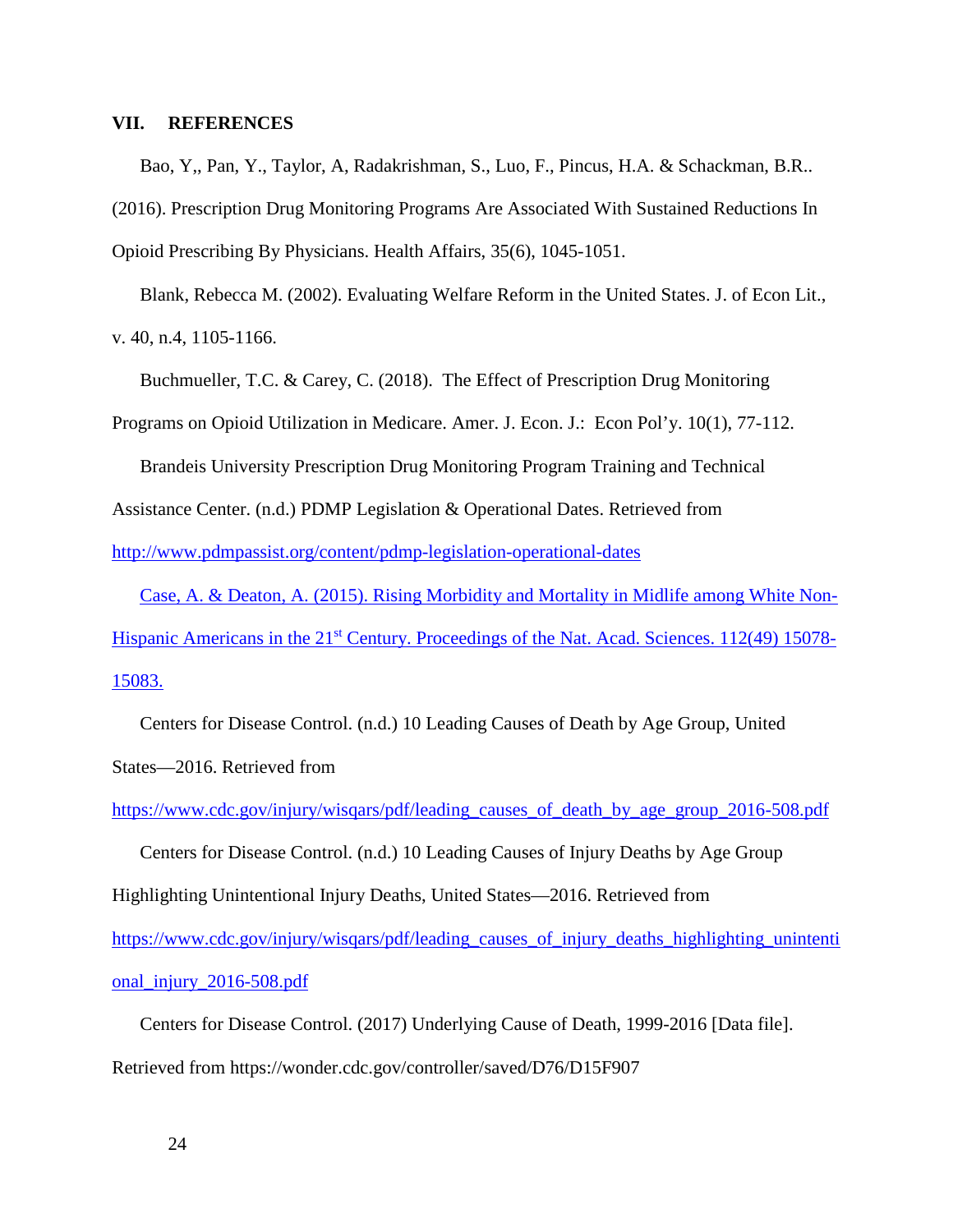## VII. REFERENCES

Bao, Y,, Pan, Y., Taylor, A, Radakrishman, S., Luo, F., Pincus, H.A. & Schackman, B.R.. (2016). Prescription Drug Monitoring Programs Are Associated With Sustained Reductions In Opioid Prescribing By Physicians. Health Affairs, 35(6), 1045-1051.

Blank, Rebecca M. (2002). Evaluating Welfare Reform in the United States. J. of Econ Lit., v. 40, n.4, 1105-1166.

Buchmueller, T.C. & Carey, C. (2018). The Effect of Prescription Drug Monitoring Programs on Opioid Utilization in Medicare. Amer. J. Econ. J.: Econ Pol'y. 10(1), 77-112.

Brandeis University Prescription Drug Monitoring Program Training and Technical Assistance Center. (n.d.) PDMP Legislation & Operational Dates. Retrieved from http://www.pdmpassist.org/content/pdmp-legislation-operational-dates

Case, A. & Deaton, A. (2015). Rising Morbidity and Mortality in Midlife among White Non-Hispanic Americans in the 21st Century. Proceedings of the Nat. Acad. Sciences. 112(49) 15078-15083.

Centers for Disease Control. (n.d.) 10 Leading Causes of Death by Age Group, United States—2016. Retrieved from https://www.cdc.gov/injury/wisqars/pdf/leading_causes_of_death_by_age_group_2016-508.pdf

Centers for Disease Control. (n.d.) 10 Leading Causes of Injury Deaths by Age Group Highlighting Unintentional Injury Deaths, United States—2016. Retrieved from https://www.cdc.gov/injury/wisqars/pdf/leading_causes_of_injury_deaths_highlighting_unintentional_injury_2016-508.pdf

Centers for Disease Control. (2017) Underlying Cause of Death, 1999-2016 [Data file]. Retrieved from https://wonder.cdc.gov/controller/saved/D76/D15F907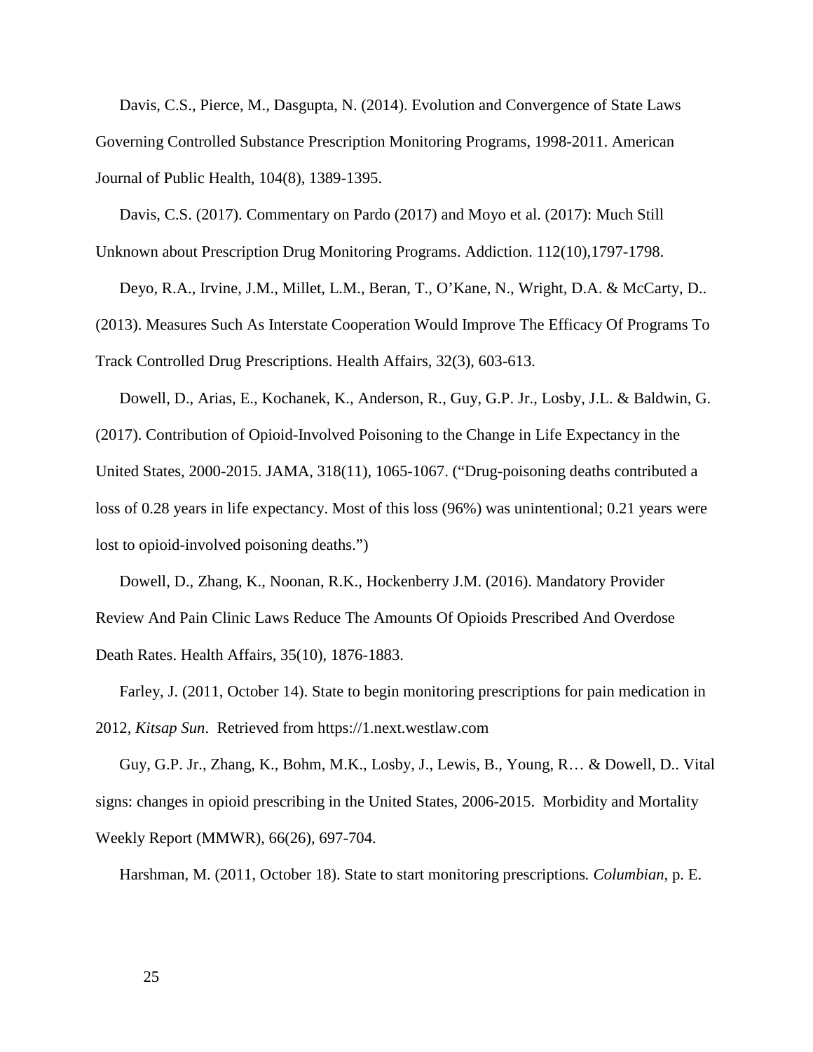Davis, C.S., Pierce, M., Dasgupta, N. (2014). Evolution and Convergence of State Laws Governing Controlled Substance Prescription Monitoring Programs, 1998-2011. American Journal of Public Health, 104(8), 1389-1395.

Davis, C.S. (2017). Commentary on Pardo (2017) and Moyo et al. (2017): Much Still Unknown about Prescription Drug Monitoring Programs. Addiction. 112(10),1797-1798.

Deyo, R.A., Irvine, J.M., Millet, L.M., Beran, T., O'Kane, N., Wright, D.A. & McCarty, D.. (2013). Measures Such As Interstate Cooperation Would Improve The Efficacy Of Programs To Track Controlled Drug Prescriptions. Health Affairs, 32(3), 603-613.

Dowell, D., Arias, E., Kochanek, K., Anderson, R., Guy, G.P. Jr., Losby, J.L. & Baldwin, G. (2017). Contribution of Opioid-Involved Poisoning to the Change in Life Expectancy in the United States, 2000-2015. JAMA, 318(11), 1065-1067. ("Drug-poisoning deaths contributed a loss of 0.28 years in life expectancy. Most of this loss (96%) was unintentional; 0.21 years were lost to opioid-involved poisoning deaths.")

Dowell, D., Zhang, K., Noonan, R.K., Hockenberry J.M. (2016). Mandatory Provider Review And Pain Clinic Laws Reduce The Amounts Of Opioids Prescribed And Overdose Death Rates. Health Affairs, 35(10), 1876-1883.

Farley, J. (2011, October 14). State to begin monitoring prescriptions for pain medication in 2012, *Kitsap Sun*. Retrieved from https://1.next.westlaw.com

Guy, G.P. Jr., Zhang, K., Bohm, M.K., Losby, J., Lewis, B., Young, R… & Dowell, D.. Vital signs: changes in opioid prescribing in the United States, 2006-2015. Morbidity and Mortality Weekly Report (MMWR), 66(26), 697-704.

Harshman, M. (2011, October 18). State to start monitoring prescriptions*. Columbian*, p. E.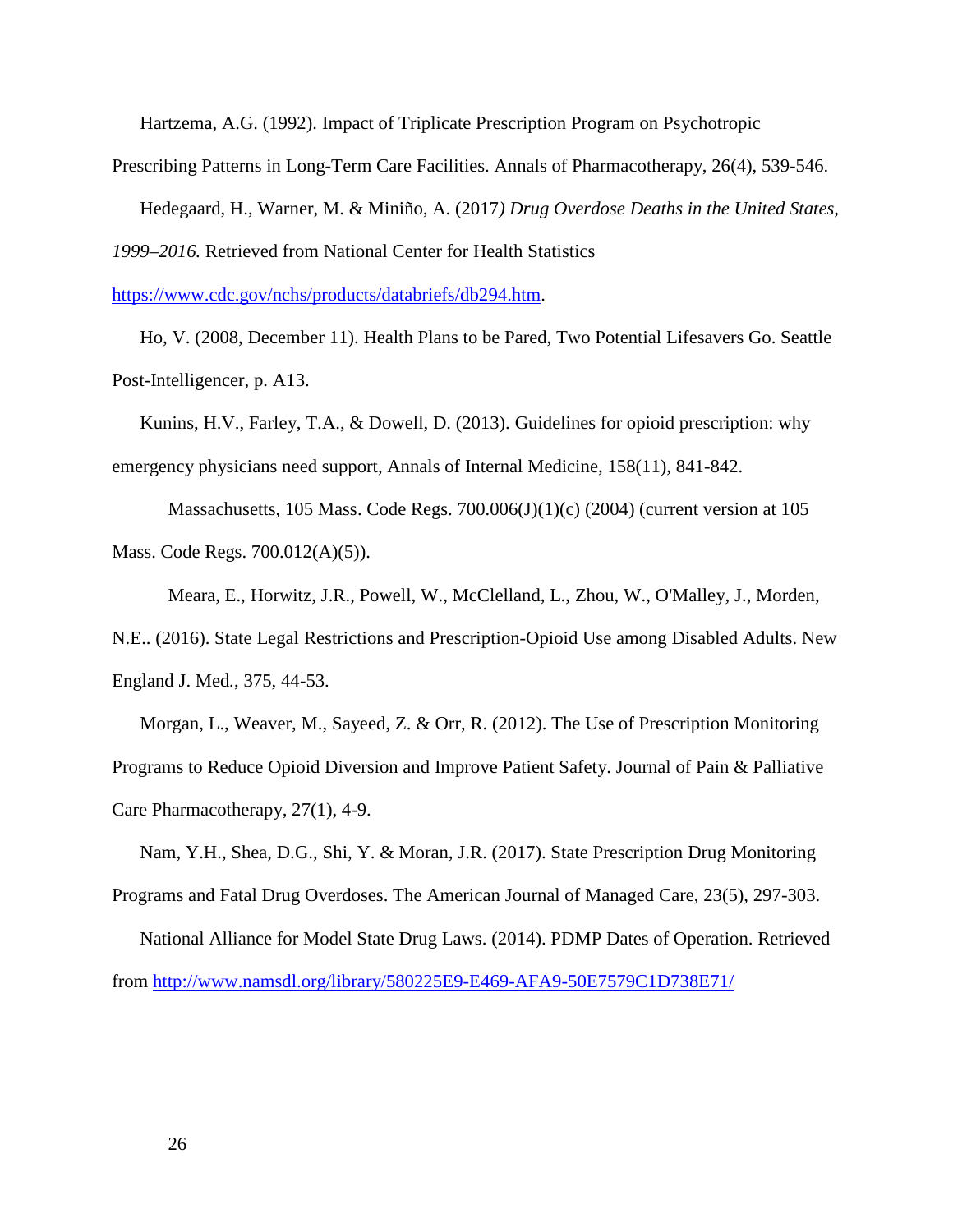Hartzema, A.G. (1992). Impact of Triplicate Prescription Program on Psychotropic Prescribing Patterns in Long-Term Care Facilities. Annals of Pharmacotherapy, 26(4), 539-546.

Hedegaard, H., Warner, M. & Miniño, A. (2017*) Drug Overdose Deaths in the United States, 1999–2016.* Retrieved from National Center for Health Statistics https://www.cdc.gov/nchs/products/databriefs/db294.htm.

Ho, V. (2008, December 11). Health Plans to be Pared, Two Potential Lifesavers Go. Seattle Post-Intelligencer, p. A13.

Kunins, H.V., Farley, T.A., & Dowell, D. (2013). Guidelines for opioid prescription: why emergency physicians need support, Annals of Internal Medicine, 158(11), 841-842.

Massachusetts, 105 Mass. Code Regs. 700.006(J)(1)(c) (2004) (current version at 105 Mass. Code Regs. 700.012(A)(5)).

Meara, E., Horwitz, J.R., Powell, W., McClelland, L., Zhou, W., O'Malley, J., Morden, N.E.. (2016). State Legal Restrictions and Prescription-Opioid Use among Disabled Adults. New England J. Med., 375, 44-53.

Morgan, L., Weaver, M., Sayeed, Z. & Orr, R. (2012). The Use of Prescription Monitoring Programs to Reduce Opioid Diversion and Improve Patient Safety. Journal of Pain & Palliative Care Pharmacotherapy, 27(1), 4-9.

Nam, Y.H., Shea, D.G., Shi, Y. & Moran, J.R. (2017). State Prescription Drug Monitoring Programs and Fatal Drug Overdoses. The American Journal of Managed Care, 23(5), 297-303.

National Alliance for Model State Drug Laws. (2014). PDMP Dates of Operation. Retrieved from http://www.namsdl.org/library/580225E9-E469-AFA9-50E7579C1D738E71/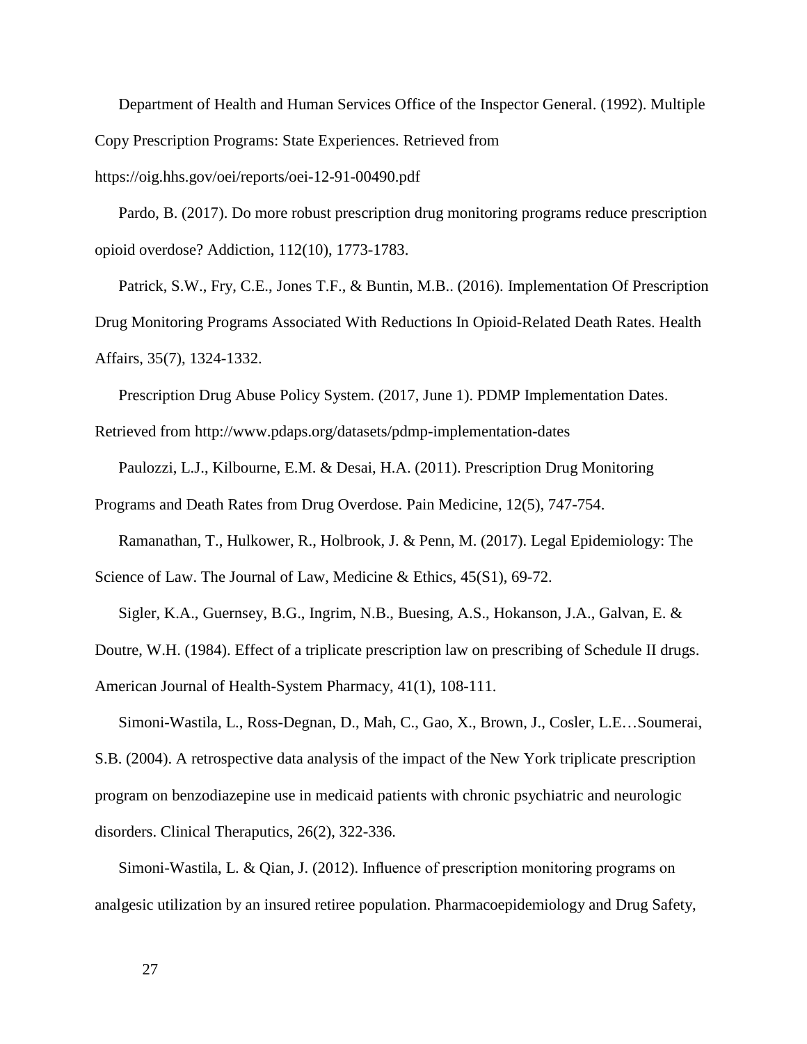Department of Health and Human Services Office of the Inspector General. (1992). Multiple Copy Prescription Programs: State Experiences. Retrieved from https://oig.hhs.gov/oei/reports/oei-12-91-00490.pdf

Pardo, B. (2017). Do more robust prescription drug monitoring programs reduce prescription opioid overdose? Addiction, 112(10), 1773-1783.

Patrick, S.W., Fry, C.E., Jones T.F., & Buntin, M.B.. (2016). Implementation Of Prescription Drug Monitoring Programs Associated With Reductions In Opioid-Related Death Rates. Health Affairs, 35(7), 1324-1332.

Prescription Drug Abuse Policy System. (2017, June 1). PDMP Implementation Dates. Retrieved from http://www.pdaps.org/datasets/pdmp-implementation-dates

Paulozzi, L.J., Kilbourne, E.M. & Desai, H.A. (2011). Prescription Drug Monitoring Programs and Death Rates from Drug Overdose. Pain Medicine, 12(5), 747-754.

Ramanathan, T., Hulkower, R., Holbrook, J. & Penn, M. (2017). Legal Epidemiology: The Science of Law. The Journal of Law, Medicine & Ethics, 45(S1), 69-72.

Sigler, K.A., Guernsey, B.G., Ingrim, N.B., Buesing, A.S., Hokanson, J.A., Galvan, E. & Doutre, W.H. (1984). Effect of a triplicate prescription law on prescribing of Schedule II drugs. American Journal of Health-System Pharmacy, 41(1), 108-111.

Simoni-Wastila, L., Ross-Degnan, D., Mah, C., Gao, X., Brown, J., Cosler, L.E…Soumerai, S.B. (2004). A retrospective data analysis of the impact of the New York triplicate prescription program on benzodiazepine use in medicaid patients with chronic psychiatric and neurologic disorders. Clinical Theraputics, 26(2), 322-336.

Simoni-Wastila, L. & Qian, J. (2012). Influence of prescription monitoring programs on analgesic utilization by an insured retiree population. Pharmacoepidemiology and Drug Safety,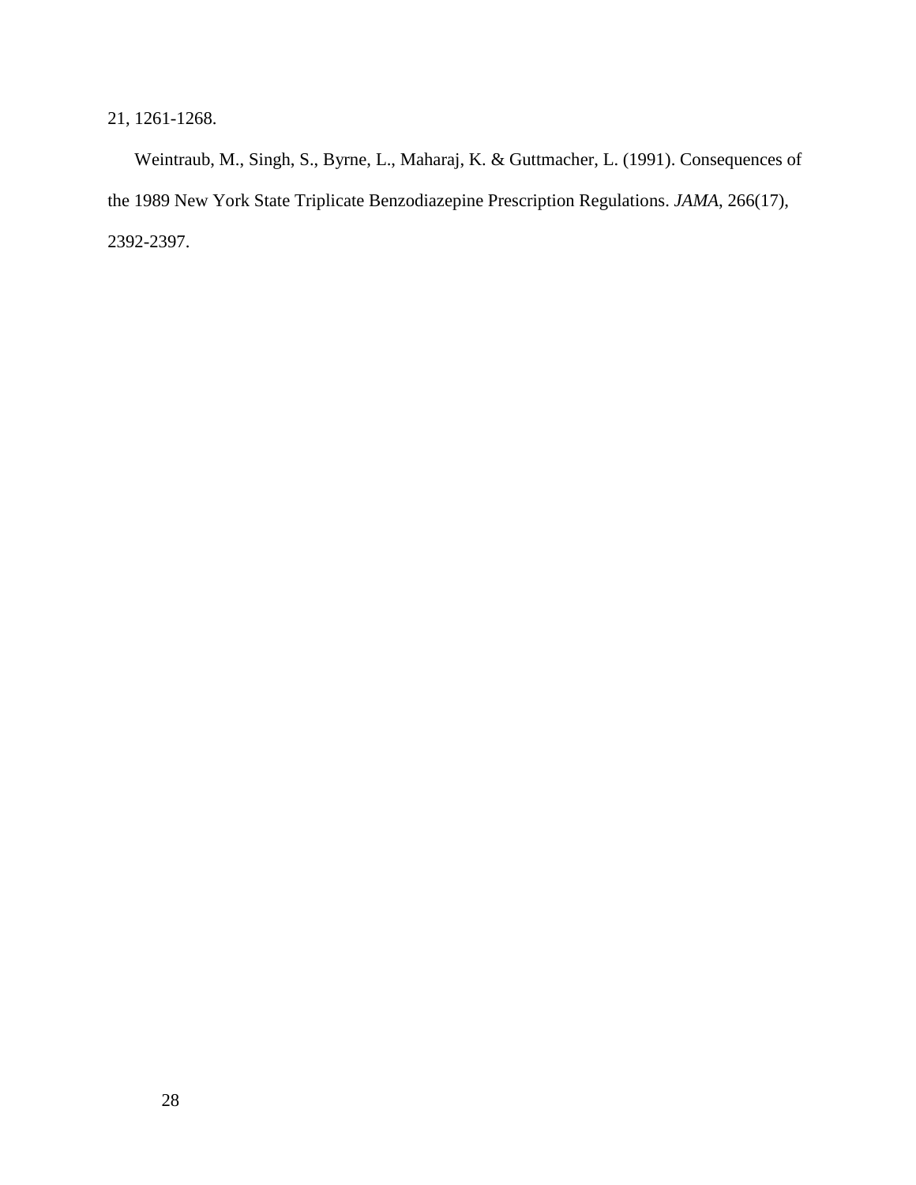21, 1261-1268.

Weintraub, M., Singh, S., Byrne, L., Maharaj, K. & Guttmacher, L. (1991). Consequences of the 1989 New York State Triplicate Benzodiazepine Prescription Regulations. *JAMA*, 266(17), 2392-2397.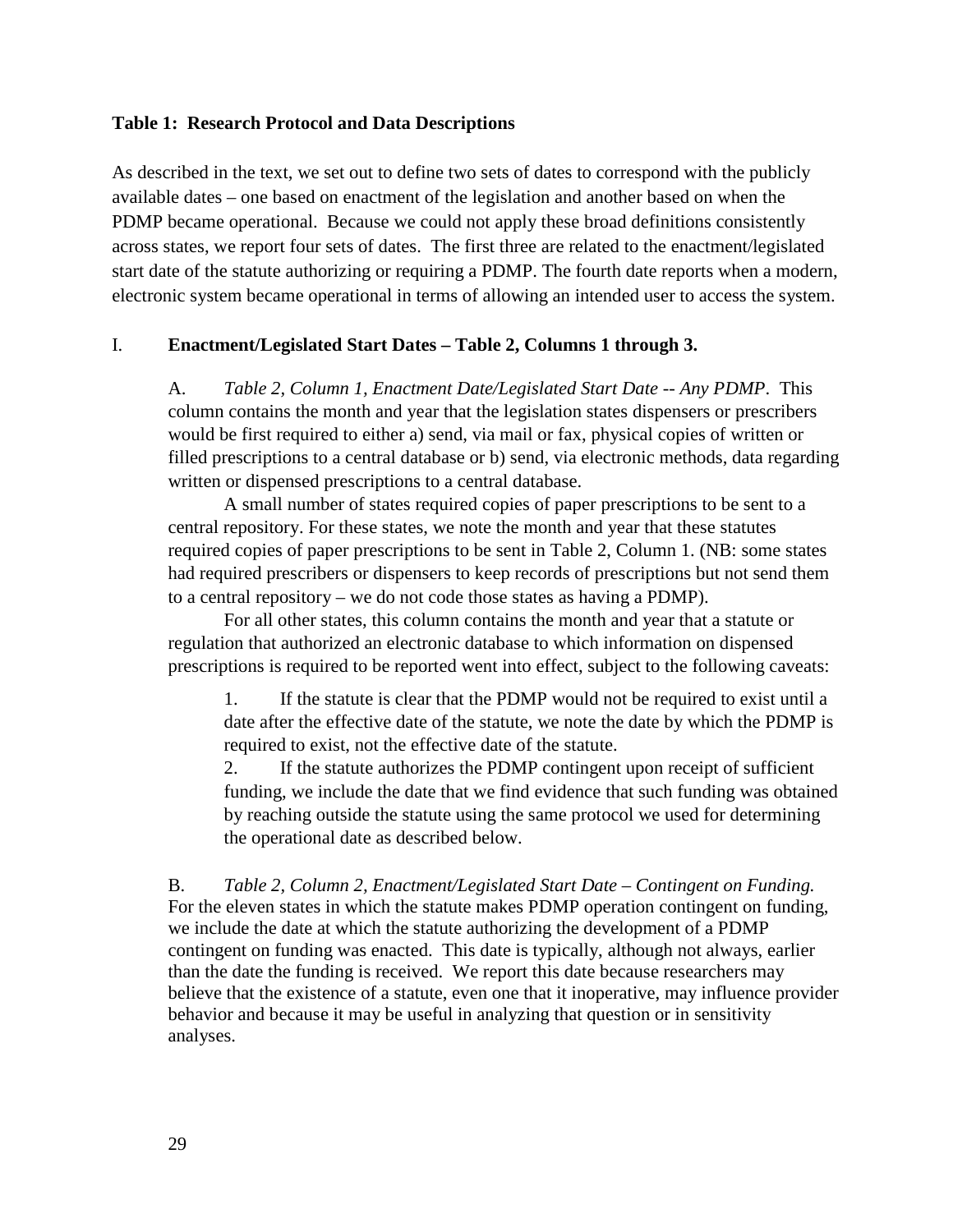**Table 1: Research Protocol and Data Descriptions**

As described in the text, we set out to define two sets of dates to correspond with the publicly available dates – one based on enactment of the legislation and another based on when the PDMP became operational. Because we could not apply these broad definitions consistently across states, we report four sets of dates. The first three are related to the enactment/legislated start date of the statute authorizing or requiring a PDMP. The fourth date reports when a modern, electronic system became operational in terms of allowing an intended user to access the system.

I. **Enactment/Legislated Start Dates – Table 2, Columns 1 through 3.**

A. *Table 2, Column 1, Enactment Date/Legislated Start Date -- Any PDMP*. This column contains the month and year that the legislation states dispensers or prescribers would be first required to either a) send, via mail or fax, physical copies of written or filled prescriptions to a central database or b) send, via electronic methods, data regarding written or dispensed prescriptions to a central database.

A small number of states required copies of paper prescriptions to be sent to a central repository. For these states, we note the month and year that these statutes required copies of paper prescriptions to be sent in Table 2, Column 1. (NB: some states had required prescribers or dispensers to keep records of prescriptions but not send them to a central repository – we do not code those states as having a PDMP).

For all other states, this column contains the month and year that a statute or regulation that authorized an electronic database to which information on dispensed prescriptions is required to be reported went into effect, subject to the following caveats:

1. If the statute is clear that the PDMP would not be required to exist until a date after the effective date of the statute, we note the date by which the PDMP is required to exist, not the effective date of the statute.
2. If the statute authorizes the PDMP contingent upon receipt of sufficient funding, we include the date that we find evidence that such funding was obtained by reaching outside the statute using the same protocol we used for determining the operational date as described below.

B. *Table 2, Column 2, Enactment/Legislated Start Date – Contingent on Funding.* For the eleven states in which the statute makes PDMP operation contingent on funding, we include the date at which the statute authorizing the development of a PDMP contingent on funding was enacted. This date is typically, although not always, earlier than the date the funding is received. We report this date because researchers may believe that the existence of a statute, even one that it inoperative, may influence provider behavior and because it may be useful in analyzing that question or in sensitivity analyses.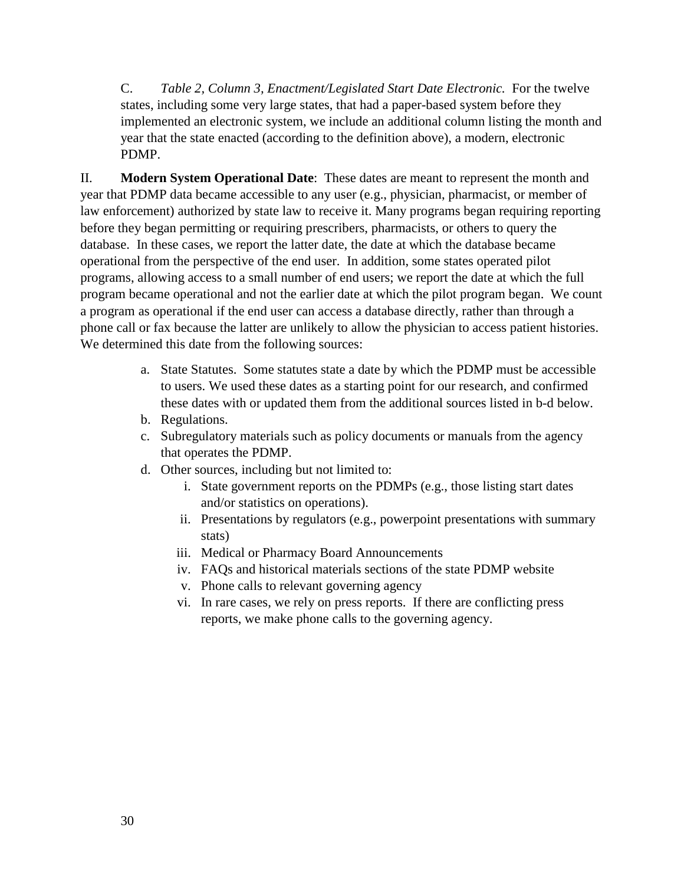C. *Table 2, Column 3, Enactment/Legislated Start Date Electronic.* For the twelve states, including some very large states, that had a paper-based system before they implemented an electronic system, we include an additional column listing the month and year that the state enacted (according to the definition above), a modern, electronic PDMP.

II. **Modern System Operational Date**: These dates are meant to represent the month and year that PDMP data became accessible to any user (e.g., physician, pharmacist, or member of law enforcement) authorized by state law to receive it. Many programs began requiring reporting before they began permitting or requiring prescribers, pharmacists, or others to query the database. In these cases, we report the latter date, the date at which the database became operational from the perspective of the end user. In addition, some states operated pilot programs, allowing access to a small number of end users; we report the date at which the full program became operational and not the earlier date at which the pilot program began. We count a program as operational if the end user can access a database directly, rather than through a phone call or fax because the latter are unlikely to allow the physician to access patient histories. We determined this date from the following sources:

a. State Statutes. Some statutes state a date by which the PDMP must be accessible to users. We used these dates as a starting point for our research, and confirmed these dates with or updated them from the additional sources listed in b-d below.
b. Regulations.
c. Subregulatory materials such as policy documents or manuals from the agency that operates the PDMP.
d. Other sources, including but not limited to:
    i. State government reports on the PDMPs (e.g., those listing start dates and/or statistics on operations).
    ii. Presentations by regulators (e.g., powerpoint presentations with summary stats)
    iii. Medical or Pharmacy Board Announcements
    iv. FAQs and historical materials sections of the state PDMP website
    v. Phone calls to relevant governing agency
    vi. In rare cases, we rely on press reports. If there are conflicting press reports, we make phone calls to the governing agency.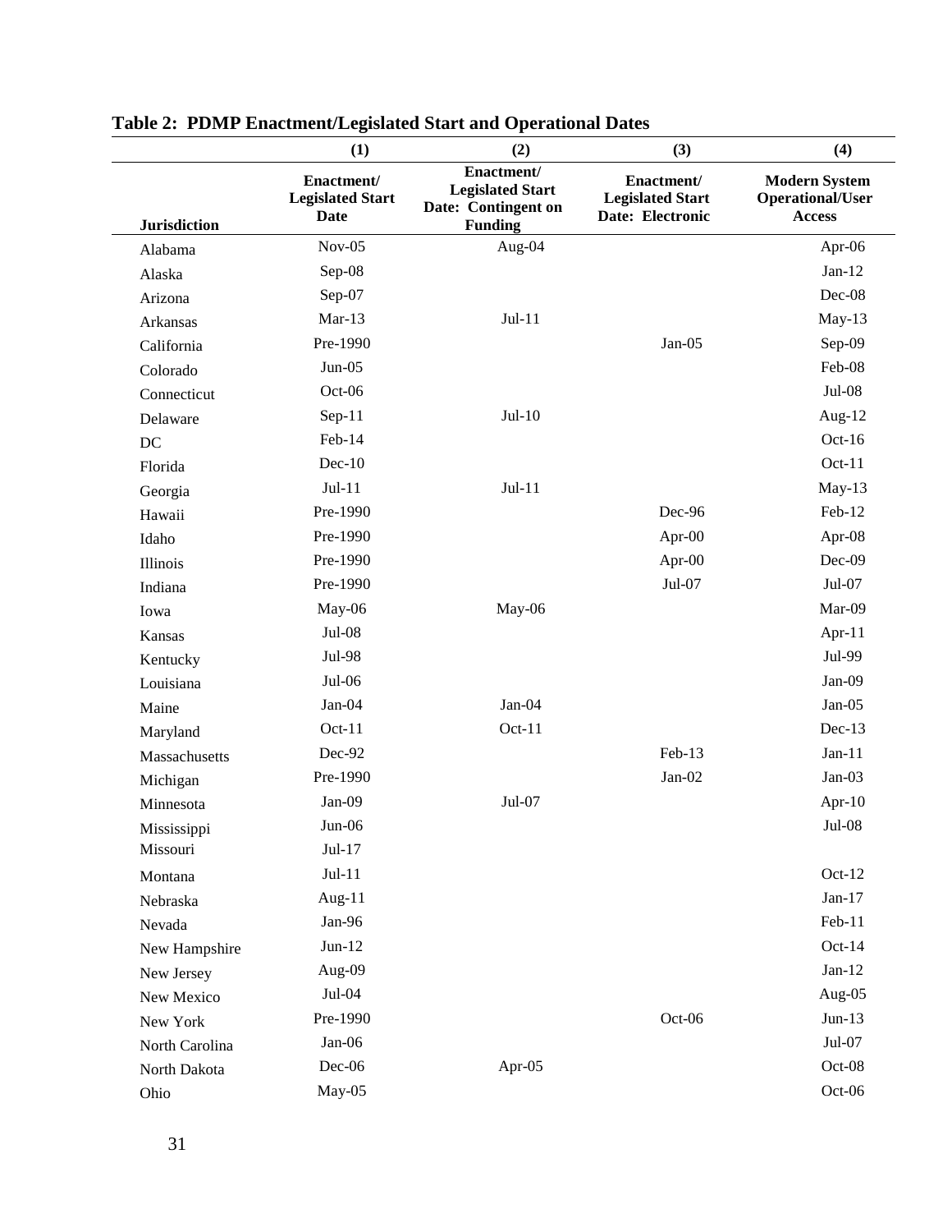**Table 2: PDMP Enactment/Legislated Start and Operational Dates**

| | (1) | (2) | (3) | (4) |
|---|---|---|---|---|
| **Jurisdiction** | **Enactment/ Legislated Start Date** | **Enactment/ Legislated Start Date: Contingent on Funding** | **Enactment/ Legislated Start Date: Electronic** | **Modern System Operational/User Access** |
| Alabama | Nov-05 | Aug-04 | | Apr-06 |
| Alaska | Sep-08 | | | Jan-12 |
| Arizona | Sep-07 | | | Dec-08 |
| Arkansas | Mar-13 | Jul-11 | | May-13 |
| California | Pre-1990 | | Jan-05 | Sep-09 |
| Colorado | Jun-05 | | | Feb-08 |
| Connecticut | Oct-06 | | | Jul-08 |
| Delaware | Sep-11 | Jul-10 | | Aug-12 |
| DC | Feb-14 | | | Oct-16 |
| Florida | Dec-10 | | | Oct-11 |
| Georgia | Jul-11 | Jul-11 | | May-13 |
| Hawaii | Pre-1990 | | Dec-96 | Feb-12 |
| Idaho | Pre-1990 | | Apr-00 | Apr-08 |
| Illinois | Pre-1990 | | Apr-00 | Dec-09 |
| Indiana | Pre-1990 | | Jul-07 | Jul-07 |
| Iowa | May-06 | May-06 | | Mar-09 |
| Kansas | Jul-08 | | | Apr-11 |
| Kentucky | Jul-98 | | | Jul-99 |
| Louisiana | Jul-06 | | | Jan-09 |
| Maine | Jan-04 | Jan-04 | | Jan-05 |
| Maryland | Oct-11 | Oct-11 | | Dec-13 |
| Massachusetts | Dec-92 | | Feb-13 | Jan-11 |
| Michigan | Pre-1990 | | Jan-02 | Jan-03 |
| Minnesota | Jan-09 | Jul-07 | | Apr-10 |
| Mississippi | Jun-06 | | | Jul-08 |
| Missouri | Jul-17 | | | |
| Montana | Jul-11 | | | Oct-12 |
| Nebraska | Aug-11 | | | Jan-17 |
| Nevada | Jan-96 | | | Feb-11 |
| New Hampshire | Jun-12 | | | Oct-14 |
| New Jersey | Aug-09 | | | Jan-12 |
| New Mexico | Jul-04 | | | Aug-05 |
| New York | Pre-1990 | | Oct-06 | Jun-13 |
| North Carolina | Jan-06 | | | Jul-07 |
| North Dakota | Dec-06 | Apr-05 | | Oct-08 |
| Ohio | May-05 | | | Oct-06 |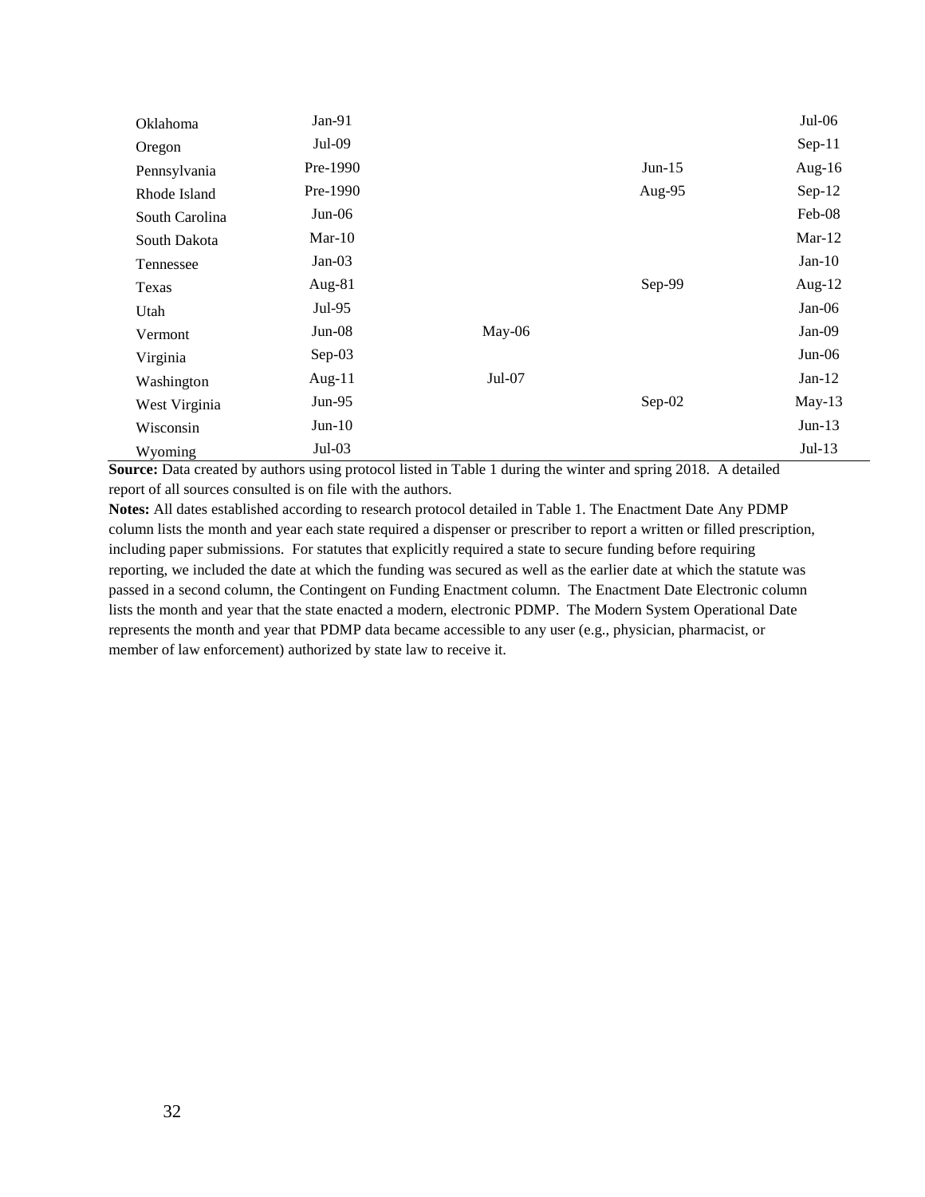| | | | | |
|---|---|---|---|---|
| Oklahoma | Jan-91 | | | Jul-06 |
| Oregon | Jul-09 | | | Sep-11 |
| Pennsylvania | Pre-1990 | | Jun-15 | Aug-16 |
| Rhode Island | Pre-1990 | | Aug-95 | Sep-12 |
| South Carolina | Jun-06 | | | Feb-08 |
| South Dakota | Mar-10 | | | Mar-12 |
| Tennessee | Jan-03 | | | Jan-10 |
| Texas | Aug-81 | | Sep-99 | Aug-12 |
| Utah | Jul-95 | | | Jan-06 |
| Vermont | Jun-08 | May-06 | | Jan-09 |
| Virginia | Sep-03 | | | Jun-06 |
| Washington | Aug-11 | Jul-07 | | Jan-12 |
| West Virginia | Jun-95 | | Sep-02 | May-13 |
| Wisconsin | Jun-10 | | | Jun-13 |
| Wyoming | Jul-03 | | | Jul-13 |

**Source:** Data created by authors using protocol listed in Table 1 during the winter and spring 2018. A detailed report of all sources consulted is on file with the authors.

**Notes:** All dates established according to research protocol detailed in Table 1. The Enactment Date Any PDMP column lists the month and year each state required a dispenser or prescriber to report a written or filled prescription, including paper submissions. For statutes that explicitly required a state to secure funding before requiring reporting, we included the date at which the funding was secured as well as the earlier date at which the statute was passed in a second column, the Contingent on Funding Enactment column. The Enactment Date Electronic column lists the month and year that the state enacted a modern, electronic PDMP. The Modern System Operational Date represents the month and year that PDMP data became accessible to any user (e.g., physician, pharmacist, or member of law enforcement) authorized by state law to receive it.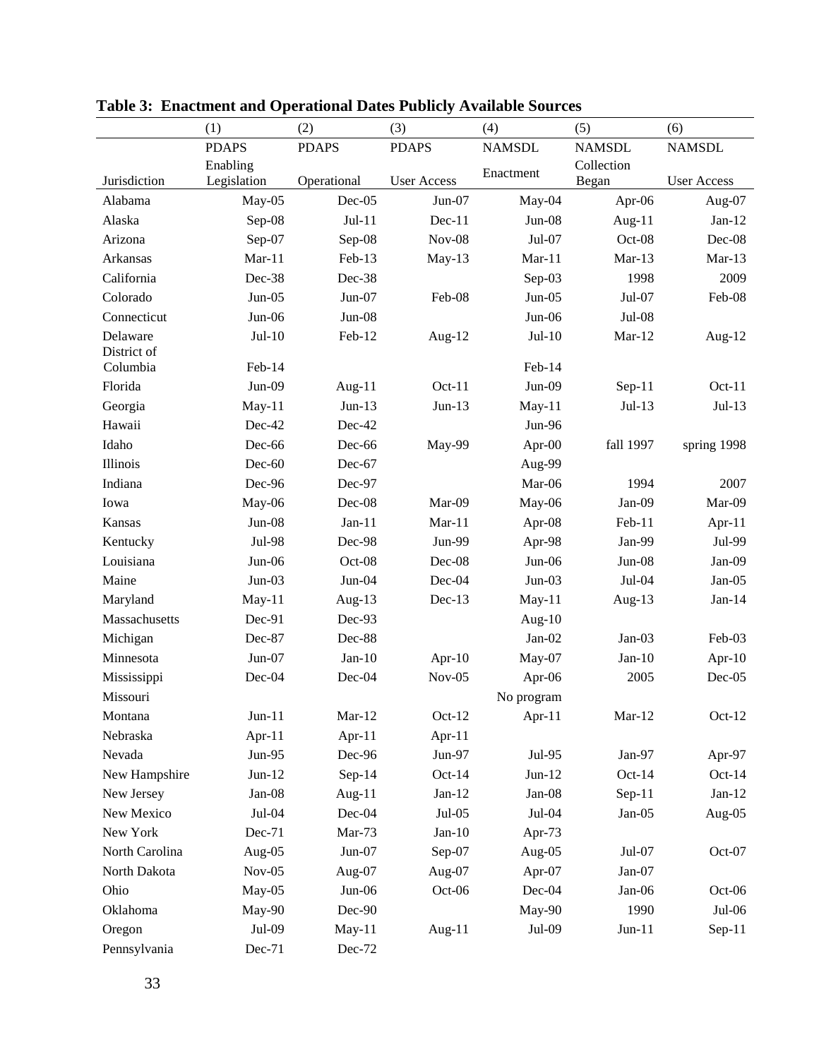**Table 3: Enactment and Operational Dates Publicly Available Sources**

| | (1) | (2) | (3) | (4) | (5) | (6) |
|---|---|---|---|---|---|---|
| | PDAPS | PDAPS | PDAPS | NAMSDL | NAMSDL | NAMSDL |
| Jurisdiction | Enabling Legislation | Operational | User Access | Enactment | Collection Began | User Access |
| Alabama | May-05 | Dec-05 | Jun-07 | May-04 | Apr-06 | Aug-07 |
| Alaska | Sep-08 | Jul-11 | Dec-11 | Jun-08 | Aug-11 | Jan-12 |
| Arizona | Sep-07 | Sep-08 | Nov-08 | Jul-07 | Oct-08 | Dec-08 |
| Arkansas | Mar-11 | Feb-13 | May-13 | Mar-11 | Mar-13 | Mar-13 |
| California | Dec-38 | Dec-38 | | Sep-03 | 1998 | 2009 |
| Colorado | Jun-05 | Jun-07 | Feb-08 | Jun-05 | Jul-07 | Feb-08 |
| Connecticut | Jun-06 | Jun-08 | | Jun-06 | Jul-08 | |
| Delaware | Jul-10 | Feb-12 | Aug-12 | Jul-10 | Mar-12 | Aug-12 |
| District of Columbia | Feb-14 | | | Feb-14 | | |
| Florida | Jun-09 | Aug-11 | Oct-11 | Jun-09 | Sep-11 | Oct-11 |
| Georgia | May-11 | Jun-13 | Jun-13 | May-11 | Jul-13 | Jul-13 |
| Hawaii | Dec-42 | Dec-42 | | Jun-96 | | |
| Idaho | Dec-66 | Dec-66 | May-99 | Apr-00 | fall 1997 | spring 1998 |
| Illinois | Dec-60 | Dec-67 | | Aug-99 | | |
| Indiana | Dec-96 | Dec-97 | | Mar-06 | 1994 | 2007 |
| Iowa | May-06 | Dec-08 | Mar-09 | May-06 | Jan-09 | Mar-09 |
| Kansas | Jun-08 | Jan-11 | Mar-11 | Apr-08 | Feb-11 | Apr-11 |
| Kentucky | Jul-98 | Dec-98 | Jun-99 | Apr-98 | Jan-99 | Jul-99 |
| Louisiana | Jun-06 | Oct-08 | Dec-08 | Jun-06 | Jun-08 | Jan-09 |
| Maine | Jun-03 | Jun-04 | Dec-04 | Jun-03 | Jul-04 | Jan-05 |
| Maryland | May-11 | Aug-13 | Dec-13 | May-11 | Aug-13 | Jan-14 |
| Massachusetts | Dec-91 | Dec-93 | | Aug-10 | | |
| Michigan | Dec-87 | Dec-88 | | Jan-02 | Jan-03 | Feb-03 |
| Minnesota | Jun-07 | Jan-10 | Apr-10 | May-07 | Jan-10 | Apr-10 |
| Mississippi | Dec-04 | Dec-04 | Nov-05 | Apr-06 | 2005 | Dec-05 |
| Missouri | | | | No program | | |
| Montana | Jun-11 | Mar-12 | Oct-12 | Apr-11 | Mar-12 | Oct-12 |
| Nebraska | Apr-11 | Apr-11 | Apr-11 | | | |
| Nevada | Jun-95 | Dec-96 | Jun-97 | Jul-95 | Jan-97 | Apr-97 |
| New Hampshire | Jun-12 | Sep-14 | Oct-14 | Jun-12 | Oct-14 | Oct-14 |
| New Jersey | Jan-08 | Aug-11 | Jan-12 | Jan-08 | Sep-11 | Jan-12 |
| New Mexico | Jul-04 | Dec-04 | Jul-05 | Jul-04 | Jan-05 | Aug-05 |
| New York | Dec-71 | Mar-73 | Jan-10 | Apr-73 | | |
| North Carolina | Aug-05 | Jun-07 | Sep-07 | Aug-05 | Jul-07 | Oct-07 |
| North Dakota | Nov-05 | Aug-07 | Aug-07 | Apr-07 | Jan-07 | |
| Ohio | May-05 | Jun-06 | Oct-06 | Dec-04 | Jan-06 | Oct-06 |
| Oklahoma | May-90 | Dec-90 | | May-90 | 1990 | Jul-06 |
| Oregon | Jul-09 | May-11 | Aug-11 | Jul-09 | Jun-11 | Sep-11 |
| Pennsylvania | Dec-71 | Dec-72 | | | | |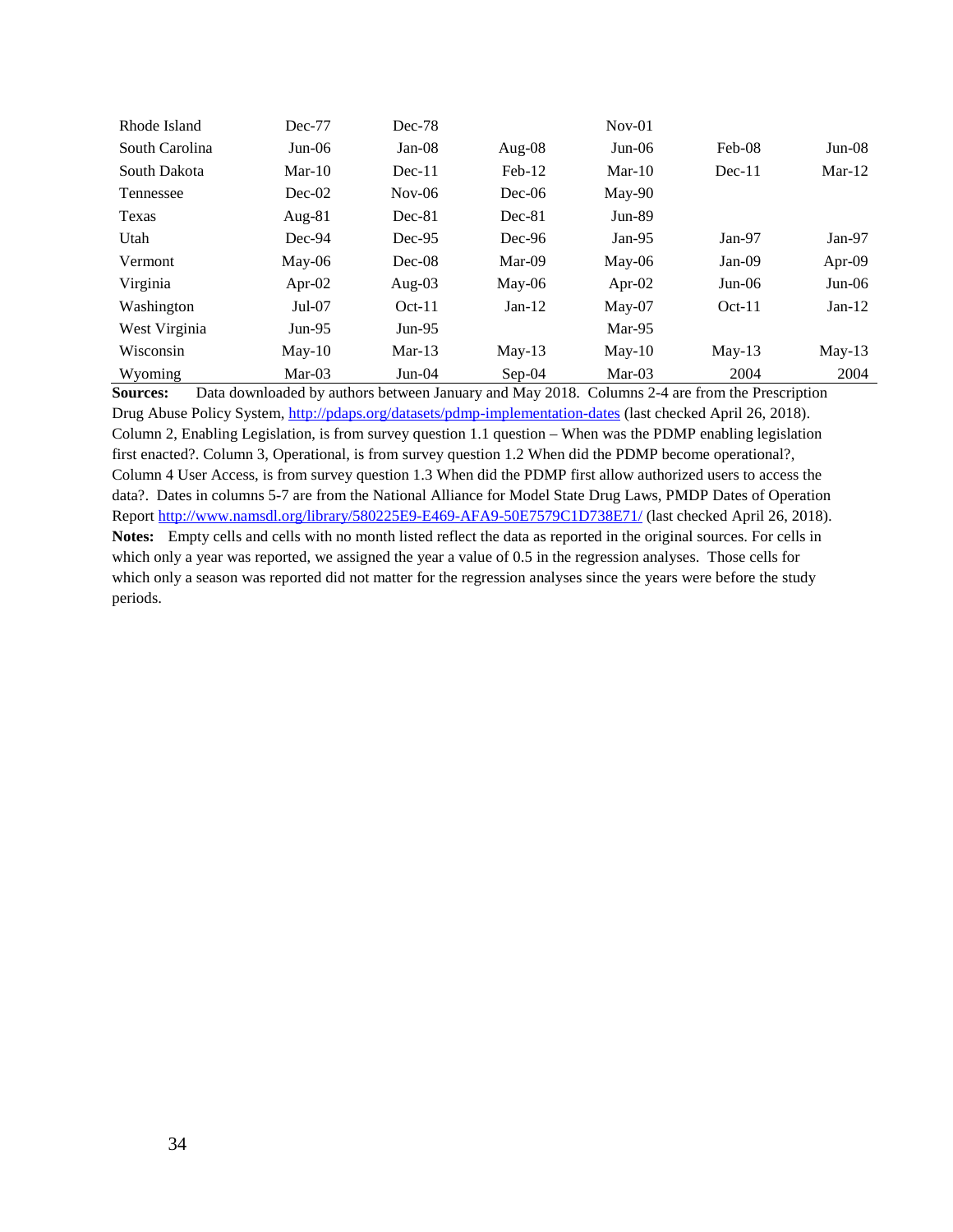| | | | | | | |
|---|---|---|---|---|---|---|
| Rhode Island | Dec-77 | Dec-78 | | Nov-01 | | |
| South Carolina | Jun-06 | Jan-08 | Aug-08 | Jun-06 | Feb-08 | Jun-08 |
| South Dakota | Mar-10 | Dec-11 | Feb-12 | Mar-10 | Dec-11 | Mar-12 |
| Tennessee | Dec-02 | Nov-06 | Dec-06 | May-90 | | |
| Texas | Aug-81 | Dec-81 | Dec-81 | Jun-89 | | |
| Utah | Dec-94 | Dec-95 | Dec-96 | Jan-95 | Jan-97 | Jan-97 |
| Vermont | May-06 | Dec-08 | Mar-09 | May-06 | Jan-09 | Apr-09 |
| Virginia | Apr-02 | Aug-03 | May-06 | Apr-02 | Jun-06 | Jun-06 |
| Washington | Jul-07 | Oct-11 | Jan-12 | May-07 | Oct-11 | Jan-12 |
| West Virginia | Jun-95 | Jun-95 | | Mar-95 | | |
| Wisconsin | May-10 | Mar-13 | May-13 | May-10 | May-13 | May-13 |
| Wyoming | Mar-03 | Jun-04 | Sep-04 | Mar-03 | 2004 | 2004 |

**Sources:** Data downloaded by authors between January and May 2018. Columns 2-4 are from the Prescription Drug Abuse Policy System, http://pdaps.org/datasets/pdmp-implementation-dates (last checked April 26, 2018). Column 2, Enabling Legislation, is from survey question 1.1 question – When was the PDMP enabling legislation first enacted?. Column 3, Operational, is from survey question 1.2 When did the PDMP become operational?, Column 4 User Access, is from survey question 1.3 When did the PDMP first allow authorized users to access the data?. Dates in columns 5-7 are from the National Alliance for Model State Drug Laws, PMDP Dates of Operation Report http://www.namsdl.org/library/580225E9-E469-AFA9-50E7579C1D738E71/ (last checked April 26, 2018).

**Notes:** Empty cells and cells with no month listed reflect the data as reported in the original sources. For cells in which only a year was reported, we assigned the year a value of 0.5 in the regression analyses. Those cells for which only a season was reported did not matter for the regression analyses since the years were before the study periods.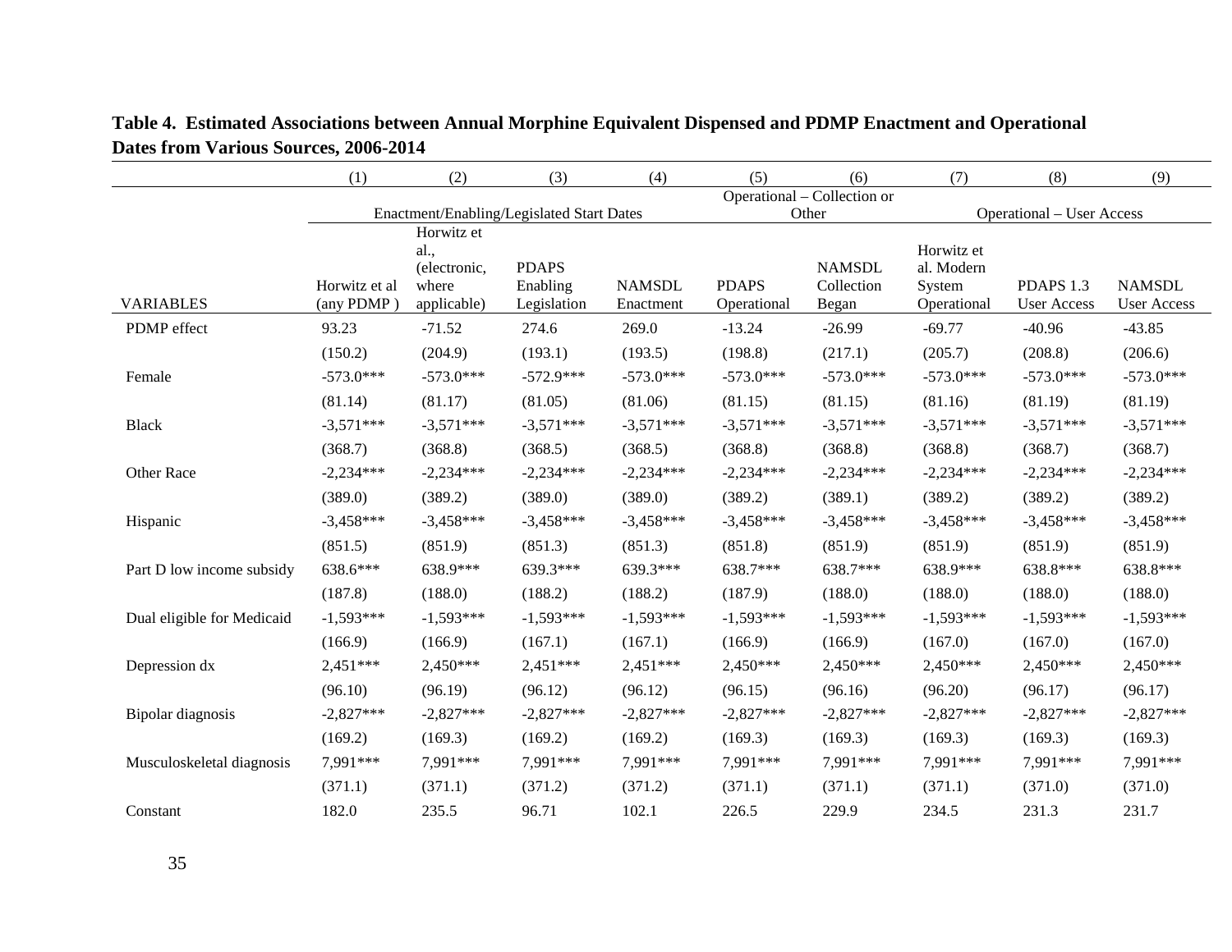**Table 4. Estimated Associations between Annual Morphine Equivalent Dispensed and PDMP Enactment and Operational Dates from Various Sources, 2006-2014**

| | (1) | (2) | (3) | (4) | (5) | (6) | (7) | (8) | (9) |
|---|---|---|---|---|---|---|---|---|---|
| | Enactment/Enabling/Legislated Start Dates | | | | Operational – Collection or Other | | Operational – User Access | | |
| VARIABLES | Horwitz et al (any PDMP ) | Horwitz et al., (electronic, where applicable) | PDAPS Enabling Legislation | NAMSDL Enactment | PDAPS Operational | NAMSDL Collection Began | Horwitz et al. Modern System Operational | PDAPS 1.3 User Access | NAMSDL User Access |
| PDMP effect | 93.23 | -71.52 | 274.6 | 269.0 | -13.24 | -26.99 | -69.77 | -40.96 | -43.85 |
| | (150.2) | (204.9) | (193.1) | (193.5) | (198.8) | (217.1) | (205.7) | (208.8) | (206.6) |
| Female | -573.0*** | -573.0*** | -572.9*** | -573.0*** | -573.0*** | -573.0*** | -573.0*** | -573.0*** | -573.0*** |
| | (81.14) | (81.17) | (81.05) | (81.06) | (81.15) | (81.15) | (81.16) | (81.19) | (81.19) |
| Black | -3,571*** | -3,571*** | -3,571*** | -3,571*** | -3,571*** | -3,571*** | -3,571*** | -3,571*** | -3,571*** |
| | (368.7) | (368.8) | (368.5) | (368.5) | (368.8) | (368.8) | (368.8) | (368.7) | (368.7) |
| Other Race | -2,234*** | -2,234*** | -2,234*** | -2,234*** | -2,234*** | -2,234*** | -2,234*** | -2,234*** | -2,234*** |
| | (389.0) | (389.2) | (389.0) | (389.0) | (389.2) | (389.1) | (389.2) | (389.2) | (389.2) |
| Hispanic | -3,458*** | -3,458*** | -3,458*** | -3,458*** | -3,458*** | -3,458*** | -3,458*** | -3,458*** | -3,458*** |
| | (851.5) | (851.9) | (851.3) | (851.3) | (851.8) | (851.9) | (851.9) | (851.9) | (851.9) |
| Part D low income subsidy | 638.6*** | 638.9*** | 639.3*** | 639.3*** | 638.7*** | 638.7*** | 638.9*** | 638.8*** | 638.8*** |
| | (187.8) | (188.0) | (188.2) | (188.2) | (187.9) | (188.0) | (188.0) | (188.0) | (188.0) |
| Dual eligible for Medicaid | -1,593*** | -1,593*** | -1,593*** | -1,593*** | -1,593*** | -1,593*** | -1,593*** | -1,593*** | -1,593*** |
| | (166.9) | (166.9) | (167.1) | (167.1) | (166.9) | (166.9) | (167.0) | (167.0) | (167.0) |
| Depression dx | 2,451*** | 2,450*** | 2,451*** | 2,451*** | 2,450*** | 2,450*** | 2,450*** | 2,450*** | 2,450*** |
| | (96.10) | (96.19) | (96.12) | (96.12) | (96.15) | (96.16) | (96.20) | (96.17) | (96.17) |
| Bipolar diagnosis | -2,827*** | -2,827*** | -2,827*** | -2,827*** | -2,827*** | -2,827*** | -2,827*** | -2,827*** | -2,827*** |
| | (169.2) | (169.3) | (169.2) | (169.2) | (169.3) | (169.3) | (169.3) | (169.3) | (169.3) |
| Musculoskeletal diagnosis | 7,991*** | 7,991*** | 7,991*** | 7,991*** | 7,991*** | 7,991*** | 7,991*** | 7,991*** | 7,991*** |
| | (371.1) | (371.1) | (371.2) | (371.2) | (371.1) | (371.1) | (371.1) | (371.0) | (371.0) |
| Constant | 182.0 | 235.5 | 96.71 | 102.1 | 226.5 | 229.9 | 234.5 | 231.3 | 231.7 |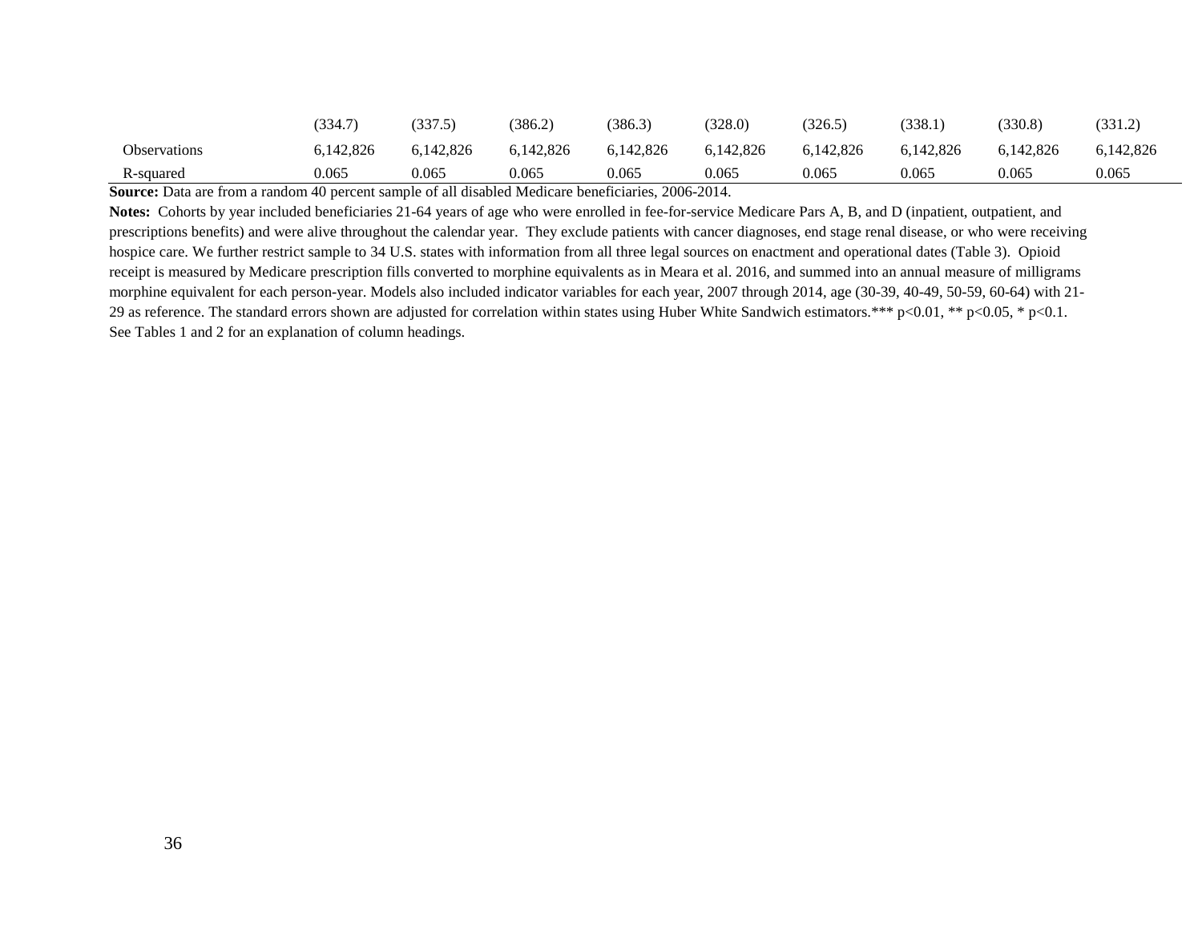| | | | | | | | | | |
|---|---|---|---|---|---|---|---|---|---|
| | (334.7) | (337.5) | (386.2) | (386.3) | (328.0) | (326.5) | (338.1) | (330.8) | (331.2) |
| Observations | 6,142,826 | 6,142,826 | 6,142,826 | 6,142,826 | 6,142,826 | 6,142,826 | 6,142,826 | 6,142,826 | 6,142,826 |
| R-squared | 0.065 | 0.065 | 0.065 | 0.065 | 0.065 | 0.065 | 0.065 | 0.065 | 0.065 |

**Source:** Data are from a random 40 percent sample of all disabled Medicare beneficiaries, 2006-2014.

**Notes:** Cohorts by year included beneficiaries 21-64 years of age who were enrolled in fee-for-service Medicare Pars A, B, and D (inpatient, outpatient, and prescriptions benefits) and were alive throughout the calendar year. They exclude patients with cancer diagnoses, end stage renal disease, or who were receiving hospice care. We further restrict sample to 34 U.S. states with information from all three legal sources on enactment and operational dates (Table 3). Opioid receipt is measured by Medicare prescription fills converted to morphine equivalents as in Meara et al. 2016, and summed into an annual measure of milligrams morphine equivalent for each person-year. Models also included indicator variables for each year, 2007 through 2014, age (30-39, 40-49, 50-59, 60-64) with 21-29 as reference. The standard errors shown are adjusted for correlation within states using Huber White Sandwich estimators.*** p<0.01, ** p<0.05, * p<0.1. See Tables 1 and 2 for an explanation of column headings.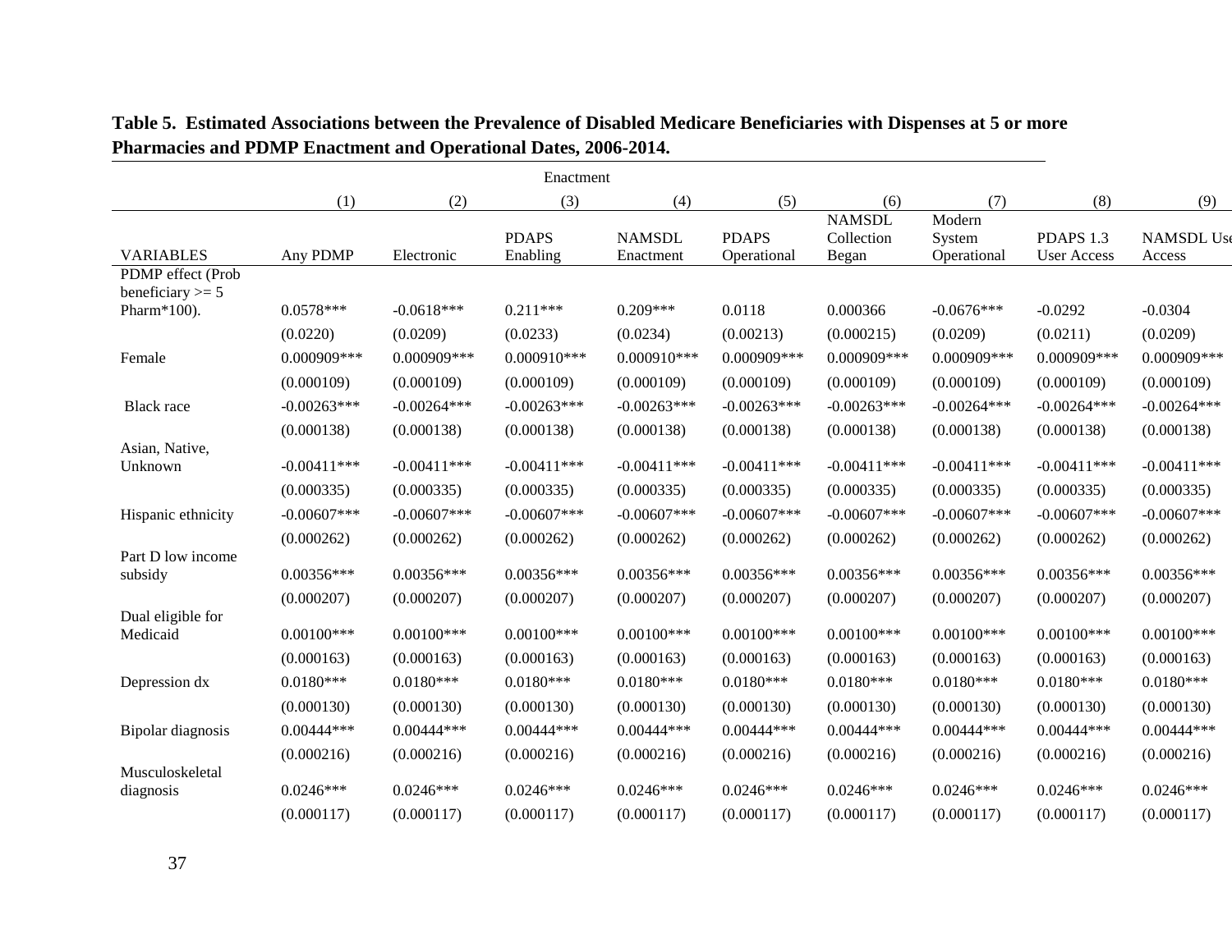**Table 5. Estimated Associations between the Prevalence of Disabled Medicare Beneficiaries with Dispenses at 5 or more Pharmacies and PDMP Enactment and Operational Dates, 2006-2014.**

| | Enactment | | | | | | | | |
|---|---|---|---|---|---|---|---|---|---|
| | (1) | (2) | (3) | (4) | (5) | (6) | (7) | (8) | (9) |
| VARIABLES | Any PDMP | Electronic | PDAPS Enabling | NAMSDL Enactment | PDAPS Operational | NAMSDL Collection Began | Modern System Operational | PDAPS 1.3 User Access | NAMSDL User Access |
| PDMP effect (Prob beneficiary >= 5 Pharm*100). | 0.0578*** | -0.0618*** | 0.211*** | 0.209*** | 0.0118 | 0.000366 | -0.0676*** | -0.0292 | -0.0304 |
| | (0.0220) | (0.0209) | (0.0233) | (0.0234) | (0.00213) | (0.000215) | (0.0209) | (0.0211) | (0.0209) |
| Female | 0.000909*** | 0.000909*** | 0.000910*** | 0.000910*** | 0.000909*** | 0.000909*** | 0.000909*** | 0.000909*** | 0.000909*** |
| | (0.000109) | (0.000109) | (0.000109) | (0.000109) | (0.000109) | (0.000109) | (0.000109) | (0.000109) | (0.000109) |
| Black race | -0.00263*** | -0.00264*** | -0.00263*** | -0.00263*** | -0.00263*** | -0.00263*** | -0.00264*** | -0.00264*** | -0.00264*** |
| | (0.000138) | (0.000138) | (0.000138) | (0.000138) | (0.000138) | (0.000138) | (0.000138) | (0.000138) | (0.000138) |
| Asian, Native, Unknown | -0.00411*** | -0.00411*** | -0.00411*** | -0.00411*** | -0.00411*** | -0.00411*** | -0.00411*** | -0.00411*** | -0.00411*** |
| | (0.000335) | (0.000335) | (0.000335) | (0.000335) | (0.000335) | (0.000335) | (0.000335) | (0.000335) | (0.000335) |
| Hispanic ethnicity | -0.00607*** | -0.00607*** | -0.00607*** | -0.00607*** | -0.00607*** | -0.00607*** | -0.00607*** | -0.00607*** | -0.00607*** |
| | (0.000262) | (0.000262) | (0.000262) | (0.000262) | (0.000262) | (0.000262) | (0.000262) | (0.000262) | (0.000262) |
| Part D low income subsidy | 0.00356*** | 0.00356*** | 0.00356*** | 0.00356*** | 0.00356*** | 0.00356*** | 0.00356*** | 0.00356*** | 0.00356*** |
| | (0.000207) | (0.000207) | (0.000207) | (0.000207) | (0.000207) | (0.000207) | (0.000207) | (0.000207) | (0.000207) |
| Dual eligible for Medicaid | 0.00100*** | 0.00100*** | 0.00100*** | 0.00100*** | 0.00100*** | 0.00100*** | 0.00100*** | 0.00100*** | 0.00100*** |
| | (0.000163) | (0.000163) | (0.000163) | (0.000163) | (0.000163) | (0.000163) | (0.000163) | (0.000163) | (0.000163) |
| Depression dx | 0.0180*** | 0.0180*** | 0.0180*** | 0.0180*** | 0.0180*** | 0.0180*** | 0.0180*** | 0.0180*** | 0.0180*** |
| | (0.000130) | (0.000130) | (0.000130) | (0.000130) | (0.000130) | (0.000130) | (0.000130) | (0.000130) | (0.000130) |
| Bipolar diagnosis | 0.00444*** | 0.00444*** | 0.00444*** | 0.00444*** | 0.00444*** | 0.00444*** | 0.00444*** | 0.00444*** | 0.00444*** |
| | (0.000216) | (0.000216) | (0.000216) | (0.000216) | (0.000216) | (0.000216) | (0.000216) | (0.000216) | (0.000216) |
| Musculoskeletal diagnosis | 0.0246*** | 0.0246*** | 0.0246*** | 0.0246*** | 0.0246*** | 0.0246*** | 0.0246*** | 0.0246*** | 0.0246*** |
| | (0.000117) | (0.000117) | (0.000117) | (0.000117) | (0.000117) | (0.000117) | (0.000117) | (0.000117) | (0.000117) |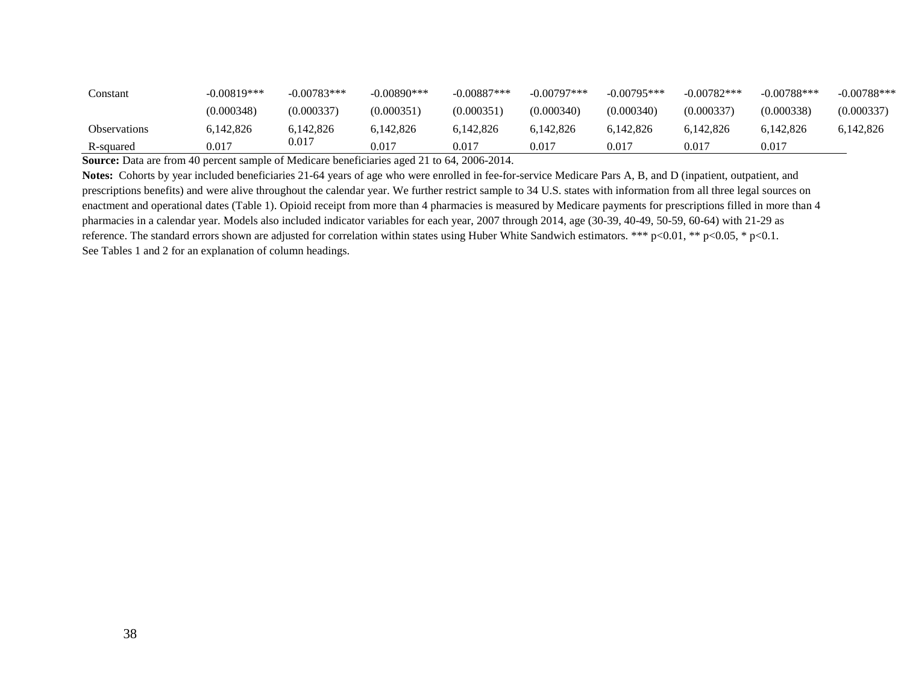| | | | | | | | | | |
|---|---|---|---|---|---|---|---|---|---|
| Constant | -0.00819*** | -0.00783*** | -0.00890*** | -0.00887*** | -0.00797*** | -0.00795*** | -0.00782*** | -0.00788*** | -0.00788*** |
| | (0.000348) | (0.000337) | (0.000351) | (0.000351) | (0.000340) | (0.000340) | (0.000337) | (0.000338) | (0.000337) |
| Observations | 6,142,826 | 6,142,826 | 6,142,826 | 6,142,826 | 6,142,826 | 6,142,826 | 6,142,826 | 6,142,826 | 6,142,826 |
| R-squared | 0.017 | 0.017 | 0.017 | 0.017 | 0.017 | 0.017 | 0.017 | 0.017 | |

**Source:** Data are from 40 percent sample of Medicare beneficiaries aged 21 to 64, 2006-2014.

**Notes:** Cohorts by year included beneficiaries 21-64 years of age who were enrolled in fee-for-service Medicare Pars A, B, and D (inpatient, outpatient, and prescriptions benefits) and were alive throughout the calendar year. We further restrict sample to 34 U.S. states with information from all three legal sources on enactment and operational dates (Table 1). Opioid receipt from more than 4 pharmacies is measured by Medicare payments for prescriptions filled in more than 4 pharmacies in a calendar year. Models also included indicator variables for each year, 2007 through 2014, age (30-39, 40-49, 50-59, 60-64) with 21-29 as reference. The standard errors shown are adjusted for correlation within states using Huber White Sandwich estimators. *** p<0.01, ** p<0.05, * p<0.1.
See Tables 1 and 2 for an explanation of column headings.